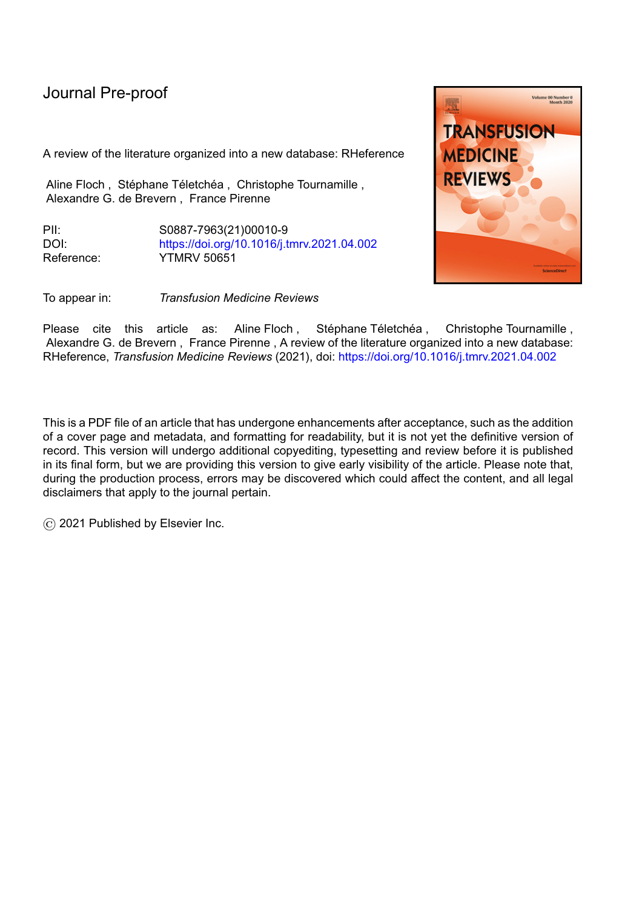Journal Pre-proof

A review of the literature organized into a new database: RHeference

Aline Floch , Stéphane Téletchéa , Christophe Tournamille , Alexandre G. de Brevern , France Pirenne

PII: S0887-7963(21)00010-9
DOI: https://doi.org/10.1016/j.tmrv.2021.04.002
Reference: YTMRV 50651

To appear in: *Transfusion Medicine Reviews*

Please cite this article as: Aline Floch , Stéphane Téletchéa , Christophe Tournamille , Alexandre G. de Brevern , France Pirenne , A review of the literature organized into a new database: RHeference, *Transfusion Medicine Reviews* (2021), doi: https://doi.org/10.1016/j.tmrv.2021.04.002

This is a PDF file of an article that has undergone enhancements after acceptance, such as the addition of a cover page and metadata, and formatting for readability, but it is not yet the definitive version of record. This version will undergo additional copyediting, typesetting and review before it is published in its final form, but we are providing this version to give early visibility of the article. Please note that, during the production process, errors may be discovered which could affect the content, and all legal disclaimers that apply to the journal pertain.

© 2021 Published by Elsevier Inc.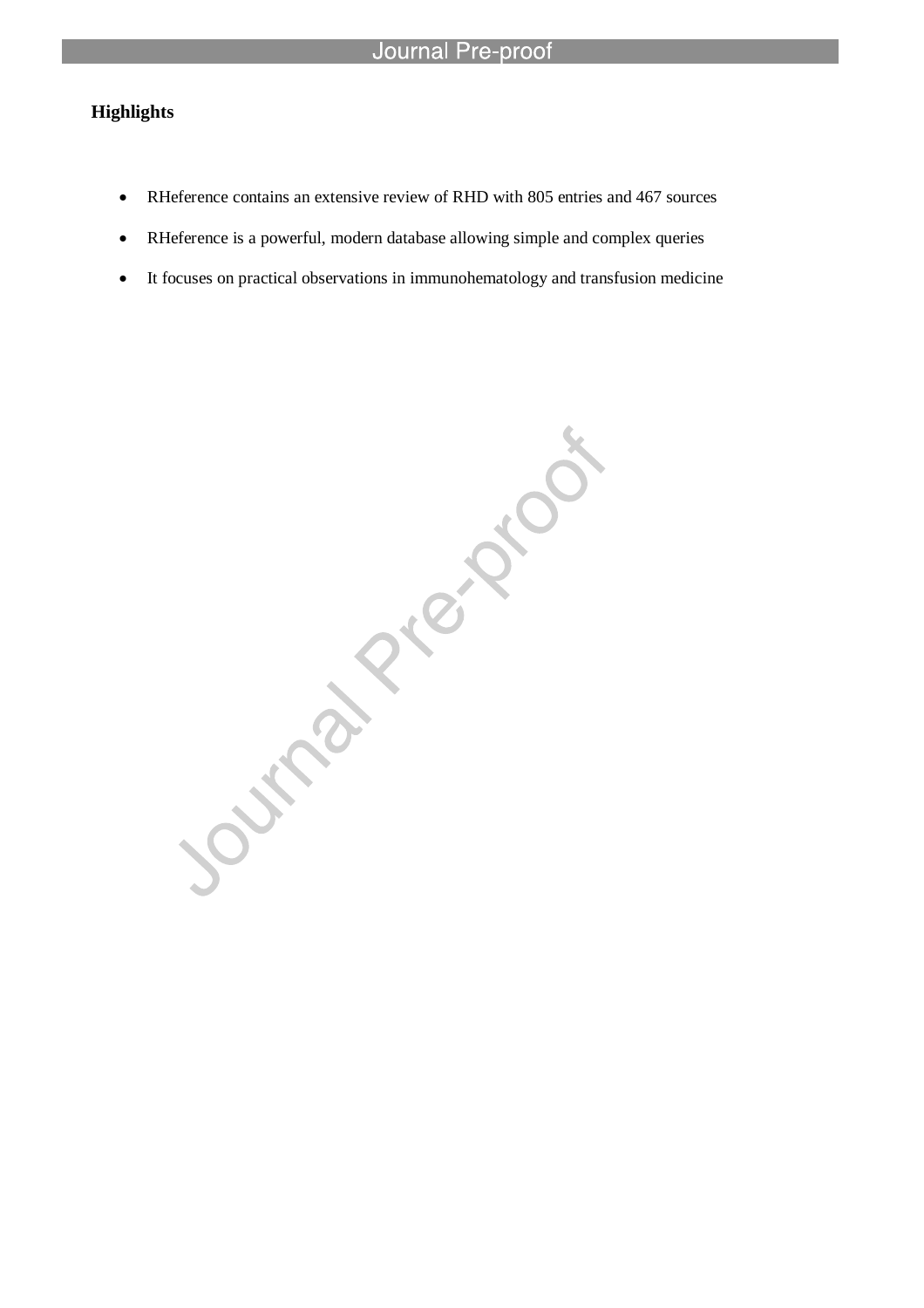**Highlights**

- RHeference contains an extensive review of RHD with 805 entries and 467 sources
- RHeference is a powerful, modern database allowing simple and complex queries
- It focuses on practical observations in immunohematology and transfusion medicine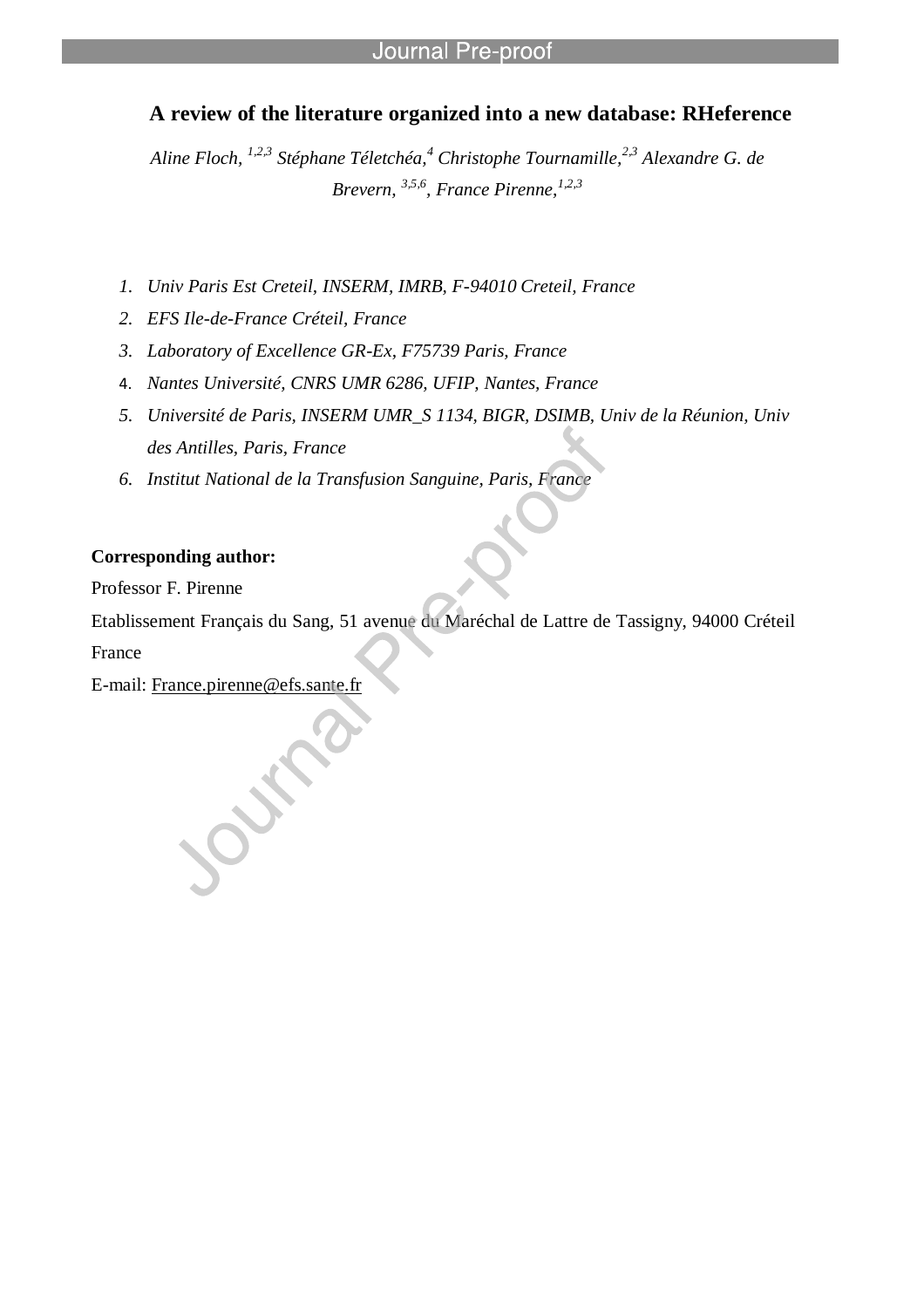# A review of the literature organized into a new database: RHeference

*Aline Floch, [1,2,3] Stéphane Téletchéa,[4] Christophe Tournamille,[2,3] Alexandre G. de Brevern, [3,5,6], France Pirenne,[1,2,3]*

1. *Univ Paris Est Creteil, INSERM, IMRB, F-94010 Creteil, France*
2. *EFS Ile-de-France Créteil, France*
3. *Laboratory of Excellence GR-Ex, F75739 Paris, France*
4. *Nantes Université, CNRS UMR 6286, UFIP, Nantes, France*
5. *Université de Paris, INSERM UMR_S 1134, BIGR, DSIMB, Univ de la Réunion, Univ des Antilles, Paris, France*
6. *Institut National de la Transfusion Sanguine, Paris, France*

**Corresponding author:**

Professor F. Pirenne

Etablissement Français du Sang, 51 avenue du Maréchal de Lattre de Tassigny, 94000 Créteil France

E-mail: France.pirenne@efs.sante.fr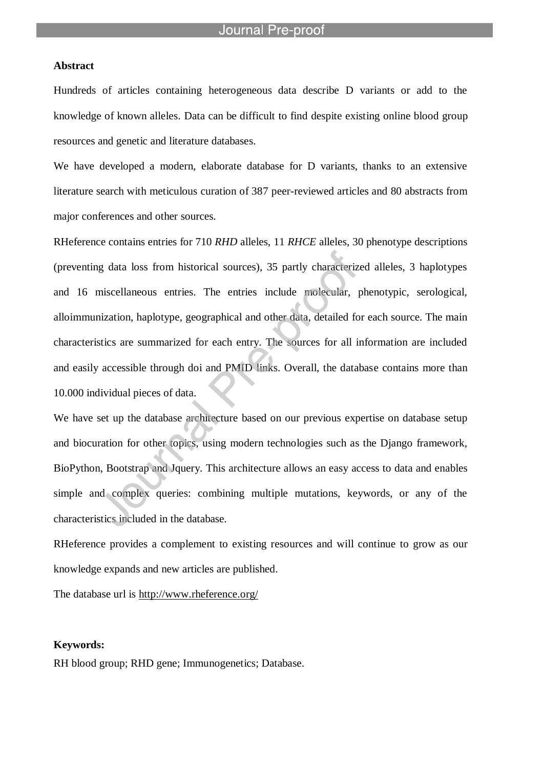**Abstract**

Hundreds of articles containing heterogeneous data describe D variants or add to the knowledge of known alleles. Data can be difficult to find despite existing online blood group resources and genetic and literature databases.

We have developed a modern, elaborate database for D variants, thanks to an extensive literature search with meticulous curation of 387 peer-reviewed articles and 80 abstracts from major conferences and other sources.

RHeference contains entries for 710 *RHD* alleles, 11 *RHCE* alleles, 30 phenotype descriptions (preventing data loss from historical sources), 35 partly characterized alleles, 3 haplotypes and 16 miscellaneous entries. The entries include molecular, phenotypic, serological, alloimmunization, haplotype, geographical and other data, detailed for each source. The main characteristics are summarized for each entry. The sources for all information are included and easily accessible through doi and PMID links. Overall, the database contains more than 10.000 individual pieces of data.

We have set up the database architecture based on our previous expertise on database setup and biocuration for other topics, using modern technologies such as the Django framework, BioPython, Bootstrap and Jquery. This architecture allows an easy access to data and enables simple and complex queries: combining multiple mutations, keywords, or any of the characteristics included in the database.

RHeference provides a complement to existing resources and will continue to grow as our knowledge expands and new articles are published.

The database url is http://www.rheference.org/

**Keywords:**

RH blood group; RHD gene; Immunogenetics; Database.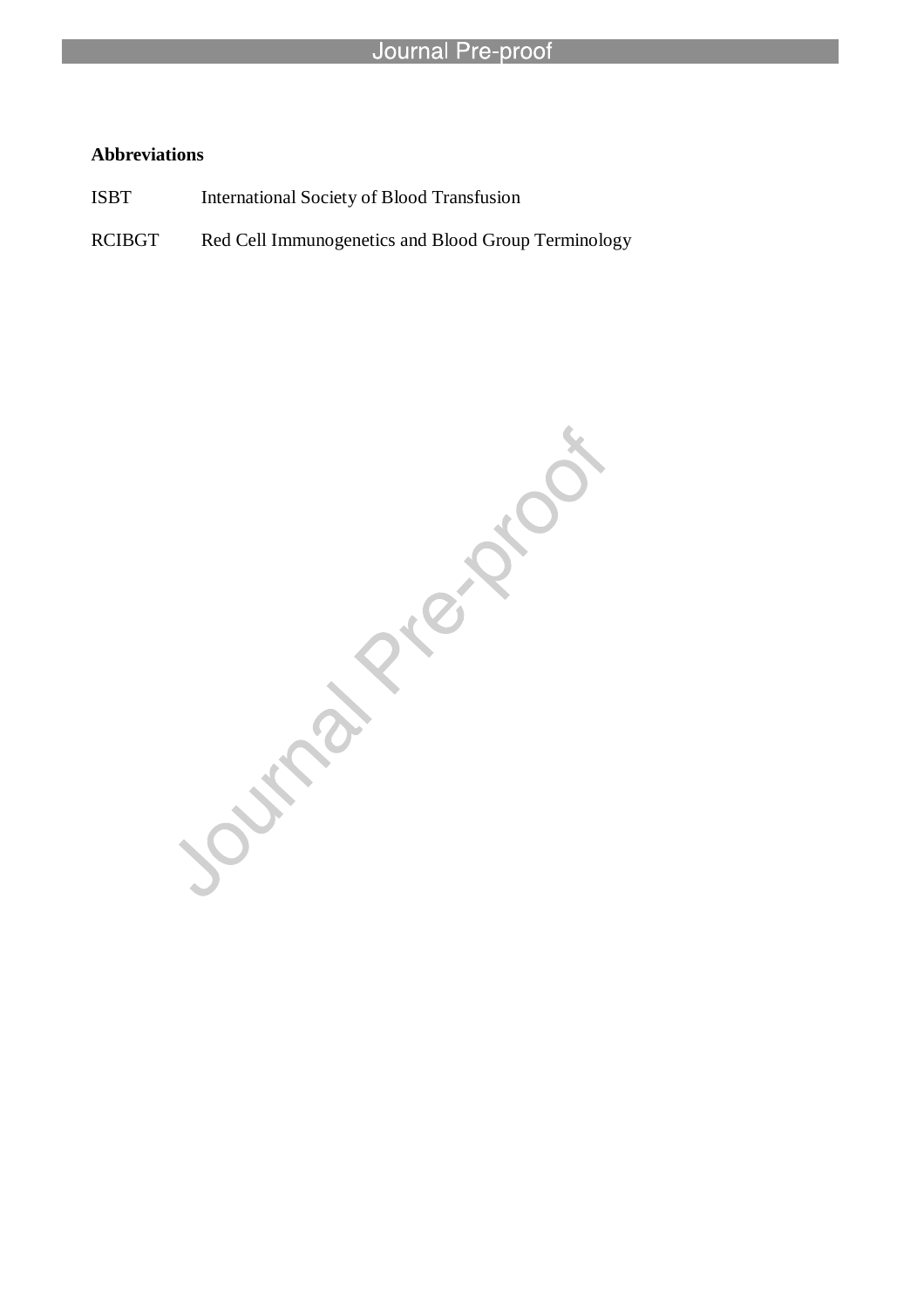**Abbreviations**

| | |
|---|---|
| ISBT | International Society of Blood Transfusion |
| RCIBGT | Red Cell Immunogenetics and Blood Group Terminology |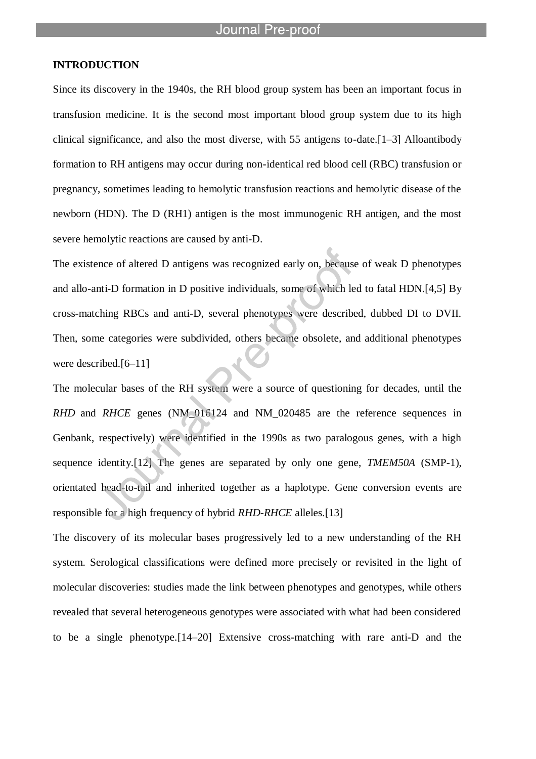## INTRODUCTION

Since its discovery in the 1940s, the RH blood group system has been an important focus in transfusion medicine. It is the second most important blood group system due to its high clinical significance, and also the most diverse, with 55 antigens to-date.[1–3] Alloantibody formation to RH antigens may occur during non-identical red blood cell (RBC) transfusion or pregnancy, sometimes leading to hemolytic transfusion reactions and hemolytic disease of the newborn (HDN). The D (RH1) antigen is the most immunogenic RH antigen, and the most severe hemolytic reactions are caused by anti-D.

The existence of altered D antigens was recognized early on, because of weak D phenotypes and allo-anti-D formation in D positive individuals, some of which led to fatal HDN.[4,5] By cross-matching RBCs and anti-D, several phenotypes were described, dubbed DI to DVII. Then, some categories were subdivided, others became obsolete, and additional phenotypes were described.[6–11]

The molecular bases of the RH system were a source of questioning for decades, until the *RHD* and *RHCE* genes (NM_016124 and NM_020485 are the reference sequences in Genbank, respectively) were identified in the 1990s as two paralogous genes, with a high sequence identity.[12] The genes are separated by only one gene, *TMEM50A* (SMP-1), orientated head-to-tail and inherited together as a haplotype. Gene conversion events are responsible for a high frequency of hybrid *RHD-RHCE* alleles.[13]

The discovery of its molecular bases progressively led to a new understanding of the RH system. Serological classifications were defined more precisely or revisited in the light of molecular discoveries: studies made the link between phenotypes and genotypes, while others revealed that several heterogeneous genotypes were associated with what had been considered to be a single phenotype.[14–20] Extensive cross-matching with rare anti-D and the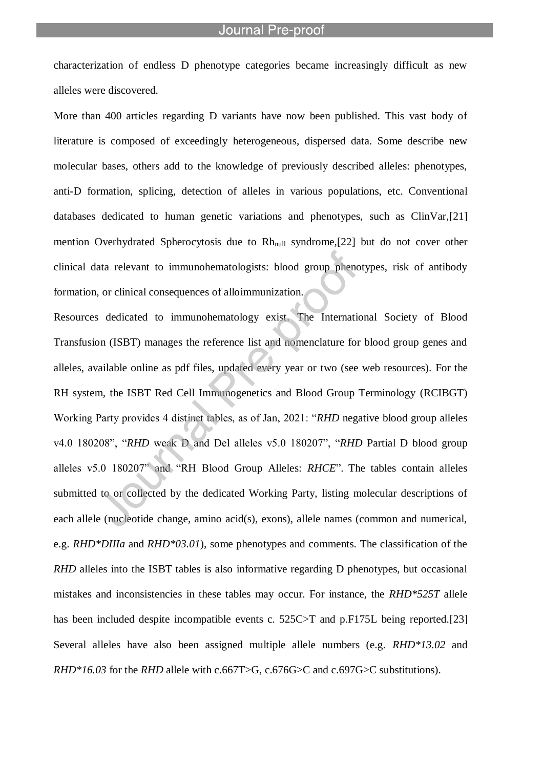characterization of endless D phenotype categories became increasingly difficult as new alleles were discovered.

More than 400 articles regarding D variants have now been published. This vast body of literature is composed of exceedingly heterogeneous, dispersed data. Some describe new molecular bases, others add to the knowledge of previously described alleles: phenotypes, anti-D formation, splicing, detection of alleles in various populations, etc. Conventional databases dedicated to human genetic variations and phenotypes, such as ClinVar,[21] mention Overhydrated Spherocytosis due to $Rh_{null}$ syndrome,[22] but do not cover other clinical data relevant to immunohematologists: blood group phenotypes, risk of antibody formation, or clinical consequences of alloimmunization.

Resources dedicated to immunohematology exist. The International Society of Blood Transfusion (ISBT) manages the reference list and nomenclature for blood group genes and alleles, available online as pdf files, updated every year or two (see web resources). For the RH system, the ISBT Red Cell Immunogenetics and Blood Group Terminology (RCIBGT) Working Party provides 4 distinct tables, as of Jan, 2021: "*RHD* negative blood group alleles v4.0 180208", "*RHD* weak D and Del alleles v5.0 180207", "*RHD* Partial D blood group alleles v5.0 180207" and "RH Blood Group Alleles: *RHCE*". The tables contain alleles submitted to or collected by the dedicated Working Party, listing molecular descriptions of each allele (nucleotide change, amino acid(s), exons), allele names (common and numerical, e.g. *RHD*DIIIa* and *RHD*03.01*), some phenotypes and comments. The classification of the *RHD* alleles into the ISBT tables is also informative regarding D phenotypes, but occasional mistakes and inconsistencies in these tables may occur. For instance, the *RHD*525T* allele has been included despite incompatible events c. 525C>T and p.F175L being reported.[23] Several alleles have also been assigned multiple allele numbers (e.g. *RHD*13.02* and *RHD*16.03* for the *RHD* allele with c.667T>G, c.676G>C and c.697G>C substitutions).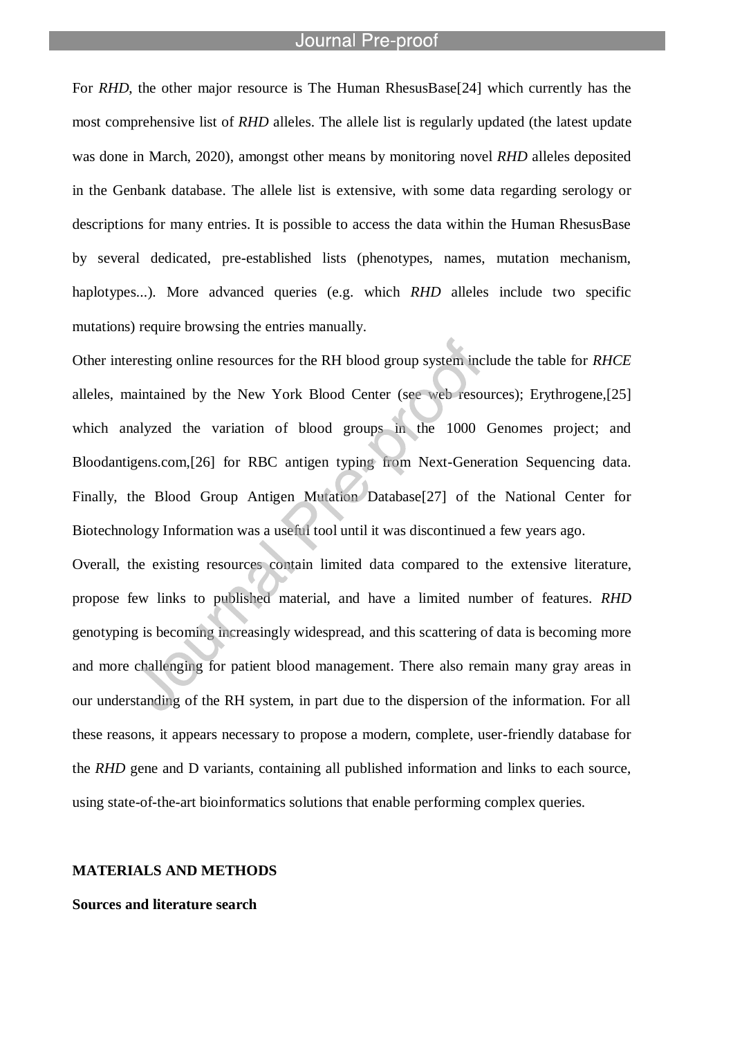For *RHD*, the other major resource is The Human RhesusBase[24] which currently has the most comprehensive list of *RHD* alleles. The allele list is regularly updated (the latest update was done in March, 2020), amongst other means by monitoring novel *RHD* alleles deposited in the Genbank database. The allele list is extensive, with some data regarding serology or descriptions for many entries. It is possible to access the data within the Human RhesusBase by several dedicated, pre-established lists (phenotypes, names, mutation mechanism, haplotypes...). More advanced queries (e.g. which *RHD* alleles include two specific mutations) require browsing the entries manually.

Other interesting online resources for the RH blood group system include the table for *RHCE* alleles, maintained by the New York Blood Center (see web resources); Erythrogene,[25] which analyzed the variation of blood groups in the 1000 Genomes project; and Bloodantigens.com,[26] for RBC antigen typing from Next-Generation Sequencing data. Finally, the Blood Group Antigen Mutation Database[27] of the National Center for Biotechnology Information was a useful tool until it was discontinued a few years ago.

Overall, the existing resources contain limited data compared to the extensive literature, propose few links to published material, and have a limited number of features. *RHD* genotyping is becoming increasingly widespread, and this scattering of data is becoming more and more challenging for patient blood management. There also remain many gray areas in our understanding of the RH system, in part due to the dispersion of the information. For all these reasons, it appears necessary to propose a modern, complete, user-friendly database for the *RHD* gene and D variants, containing all published information and links to each source, using state-of-the-art bioinformatics solutions that enable performing complex queries.

## MATERIALS AND METHODS

### Sources and literature search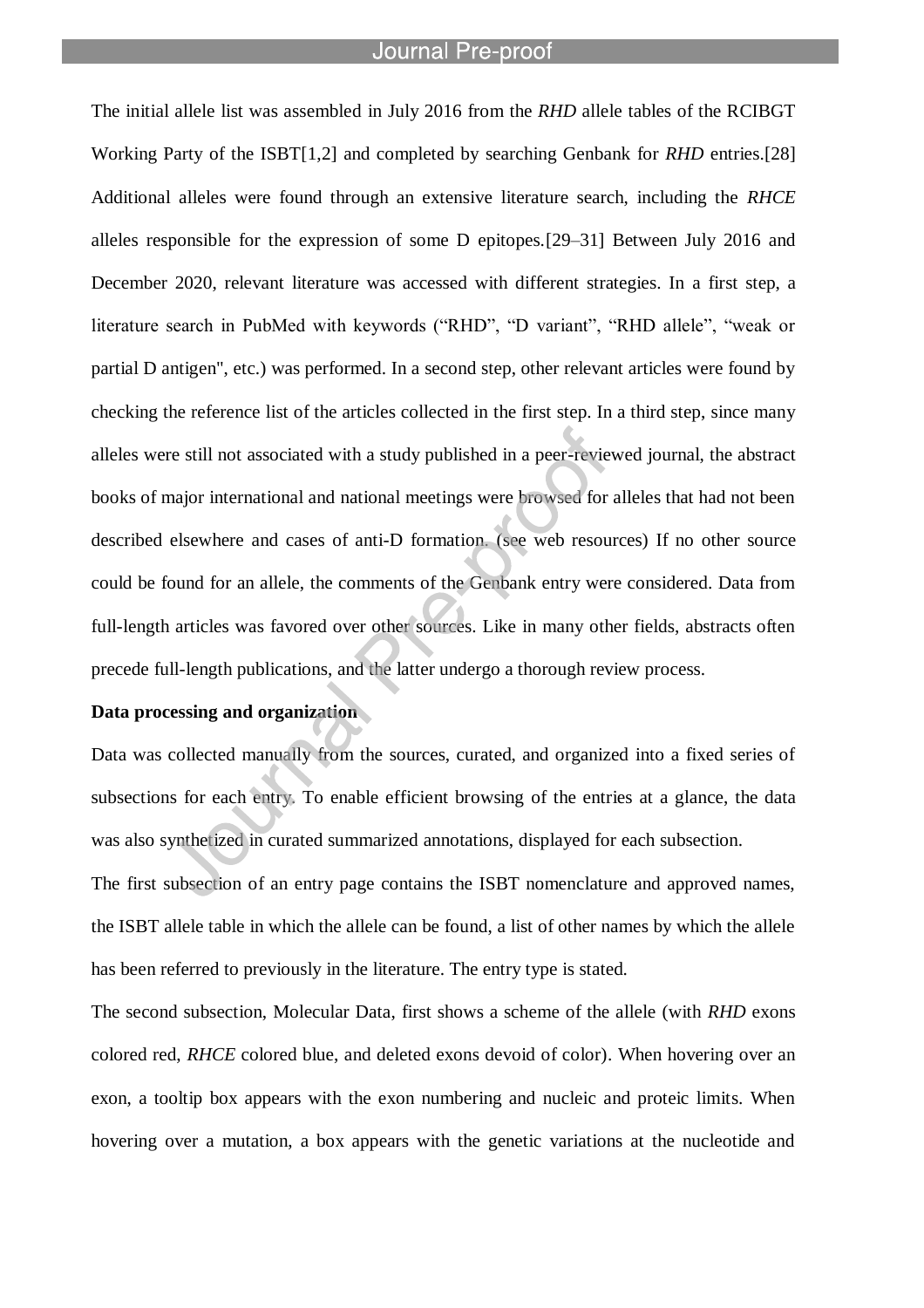The initial allele list was assembled in July 2016 from the *RHD* allele tables of the RCIBGT Working Party of the ISBT[1,2] and completed by searching Genbank for *RHD* entries.[28] Additional alleles were found through an extensive literature search, including the *RHCE* alleles responsible for the expression of some D epitopes.[29–31] Between July 2016 and December 2020, relevant literature was accessed with different strategies. In a first step, a literature search in PubMed with keywords ("RHD", "D variant", "RHD allele", "weak or partial D antigen", etc.) was performed. In a second step, other relevant articles were found by checking the reference list of the articles collected in the first step. In a third step, since many alleles were still not associated with a study published in a peer-reviewed journal, the abstract books of major international and national meetings were browsed for alleles that had not been described elsewhere and cases of anti-D formation. (see web resources) If no other source could be found for an allele, the comments of the Genbank entry were considered. Data from full-length articles was favored over other sources. Like in many other fields, abstracts often precede full-length publications, and the latter undergo a thorough review process.

**Data processing and organization**

Data was collected manually from the sources, curated, and organized into a fixed series of subsections for each entry. To enable efficient browsing of the entries at a glance, the data was also synthetized in curated summarized annotations, displayed for each subsection.

The first subsection of an entry page contains the ISBT nomenclature and approved names, the ISBT allele table in which the allele can be found, a list of other names by which the allele has been referred to previously in the literature. The entry type is stated.

The second subsection, Molecular Data, first shows a scheme of the allele (with *RHD* exons colored red, *RHCE* colored blue, and deleted exons devoid of color). When hovering over an exon, a tooltip box appears with the exon numbering and nucleic and proteic limits. When hovering over a mutation, a box appears with the genetic variations at the nucleotide and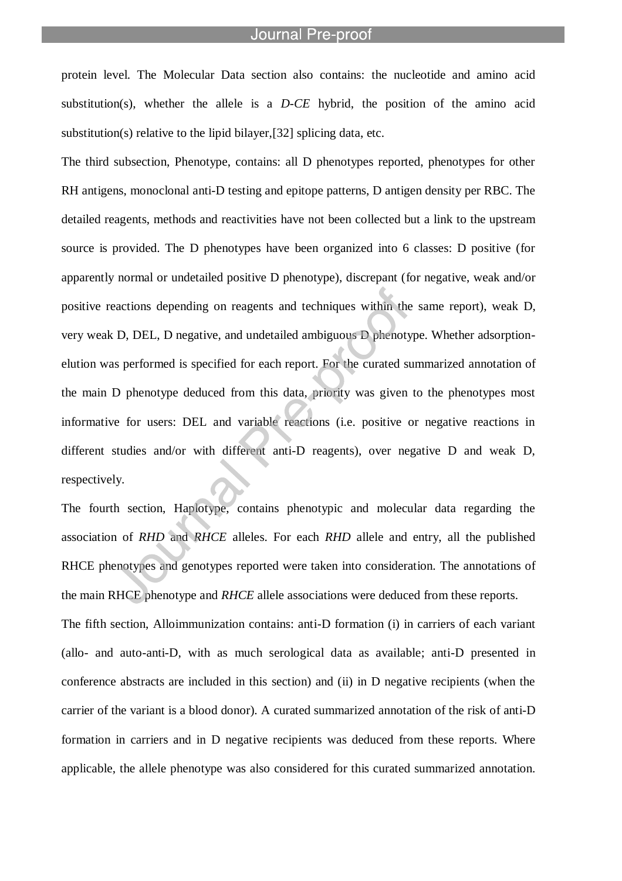protein level. The Molecular Data section also contains: the nucleotide and amino acid substitution(s), whether the allele is a *D-CE* hybrid, the position of the amino acid substitution(s) relative to the lipid bilayer,[32] splicing data, etc.

The third subsection, Phenotype, contains: all D phenotypes reported, phenotypes for other RH antigens, monoclonal anti-D testing and epitope patterns, D antigen density per RBC. The detailed reagents, methods and reactivities have not been collected but a link to the upstream source is provided. The D phenotypes have been organized into 6 classes: D positive (for apparently normal or undetailed positive D phenotype), discrepant (for negative, weak and/or positive reactions depending on reagents and techniques within the same report), weak D, very weak D, DEL, D negative, and undetailed ambiguous D phenotype. Whether adsorption-elution was performed is specified for each report. For the curated summarized annotation of the main D phenotype deduced from this data, priority was given to the phenotypes most informative for users: DEL and variable reactions (i.e. positive or negative reactions in different studies and/or with different anti-D reagents), over negative D and weak D, respectively.

The fourth section, Haplotype, contains phenotypic and molecular data regarding the association of *RHD* and *RHCE* alleles. For each *RHD* allele and entry, all the published RHCE phenotypes and genotypes reported were taken into consideration. The annotations of the main RHCE phenotype and *RHCE* allele associations were deduced from these reports.

The fifth section, Alloimmunization contains: anti-D formation (i) in carriers of each variant (allo- and auto-anti-D, with as much serological data as available; anti-D presented in conference abstracts are included in this section) and (ii) in D negative recipients (when the carrier of the variant is a blood donor). A curated summarized annotation of the risk of anti-D formation in carriers and in D negative recipients was deduced from these reports. Where applicable, the allele phenotype was also considered for this curated summarized annotation.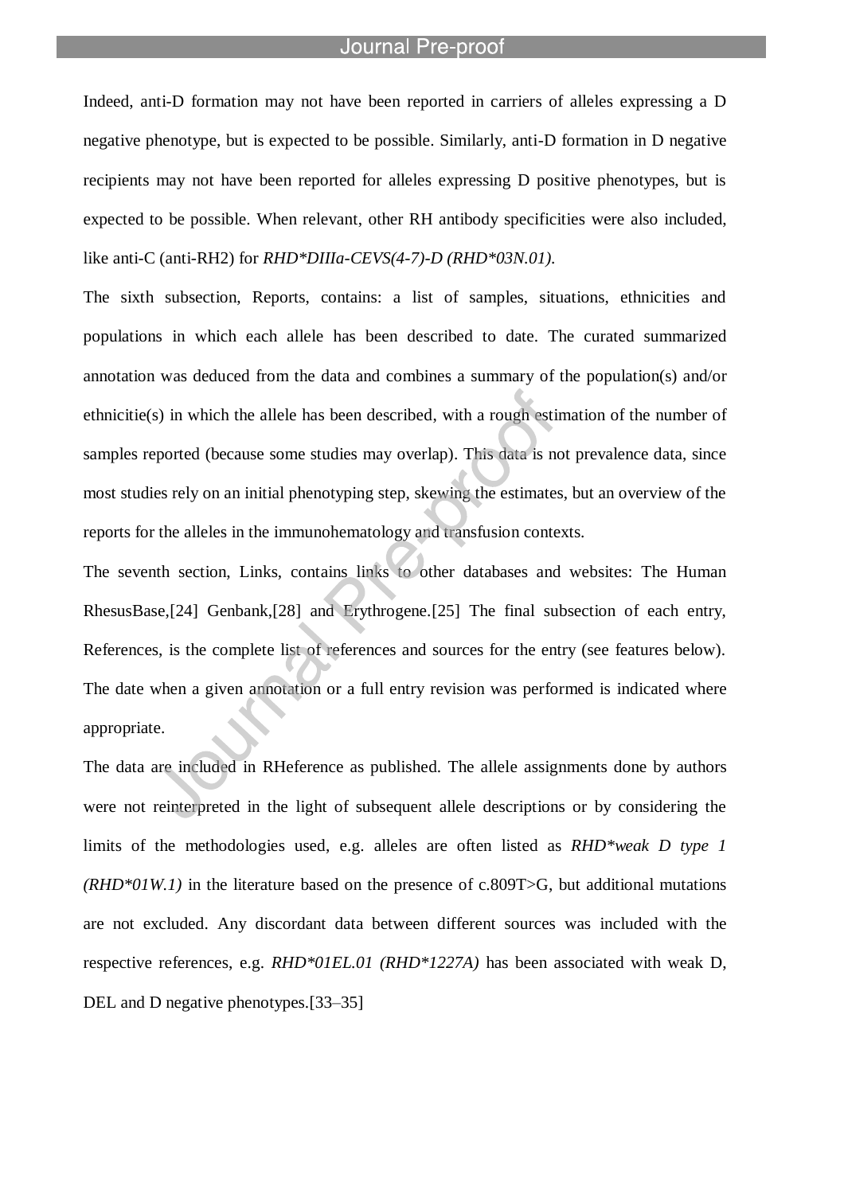Indeed, anti-D formation may not have been reported in carriers of alleles expressing a D negative phenotype, but is expected to be possible. Similarly, anti-D formation in D negative recipients may not have been reported for alleles expressing D positive phenotypes, but is expected to be possible. When relevant, other RH antibody specificities were also included, like anti-C (anti-RH2) for *RHD*DIIIa-CEVS(4-7)-D (RHD*03N.01)*.

The sixth subsection, Reports, contains: a list of samples, situations, ethnicities and populations in which each allele has been described to date. The curated summarized annotation was deduced from the data and combines a summary of the population(s) and/or ethnicitie(s) in which the allele has been described, with a rough estimation of the number of samples reported (because some studies may overlap). This data is not prevalence data, since most studies rely on an initial phenotyping step, skewing the estimates, but an overview of the reports for the alleles in the immunohematology and transfusion contexts.

The seventh section, Links, contains links to other databases and websites: The Human RhesusBase,[24] Genbank,[28] and Erythrogene.[25] The final subsection of each entry, References, is the complete list of references and sources for the entry (see features below). The date when a given annotation or a full entry revision was performed is indicated where appropriate.

The data are included in RHeference as published. The allele assignments done by authors were not reinterpreted in the light of subsequent allele descriptions or by considering the limits of the methodologies used, e.g. alleles are often listed as *RHD*weak D type 1 (RHD*01W.1)* in the literature based on the presence of c.809T>G, but additional mutations are not excluded. Any discordant data between different sources was included with the respective references, e.g. *RHD*01EL.01 (RHD*1227A)* has been associated with weak D, DEL and D negative phenotypes.[33–35]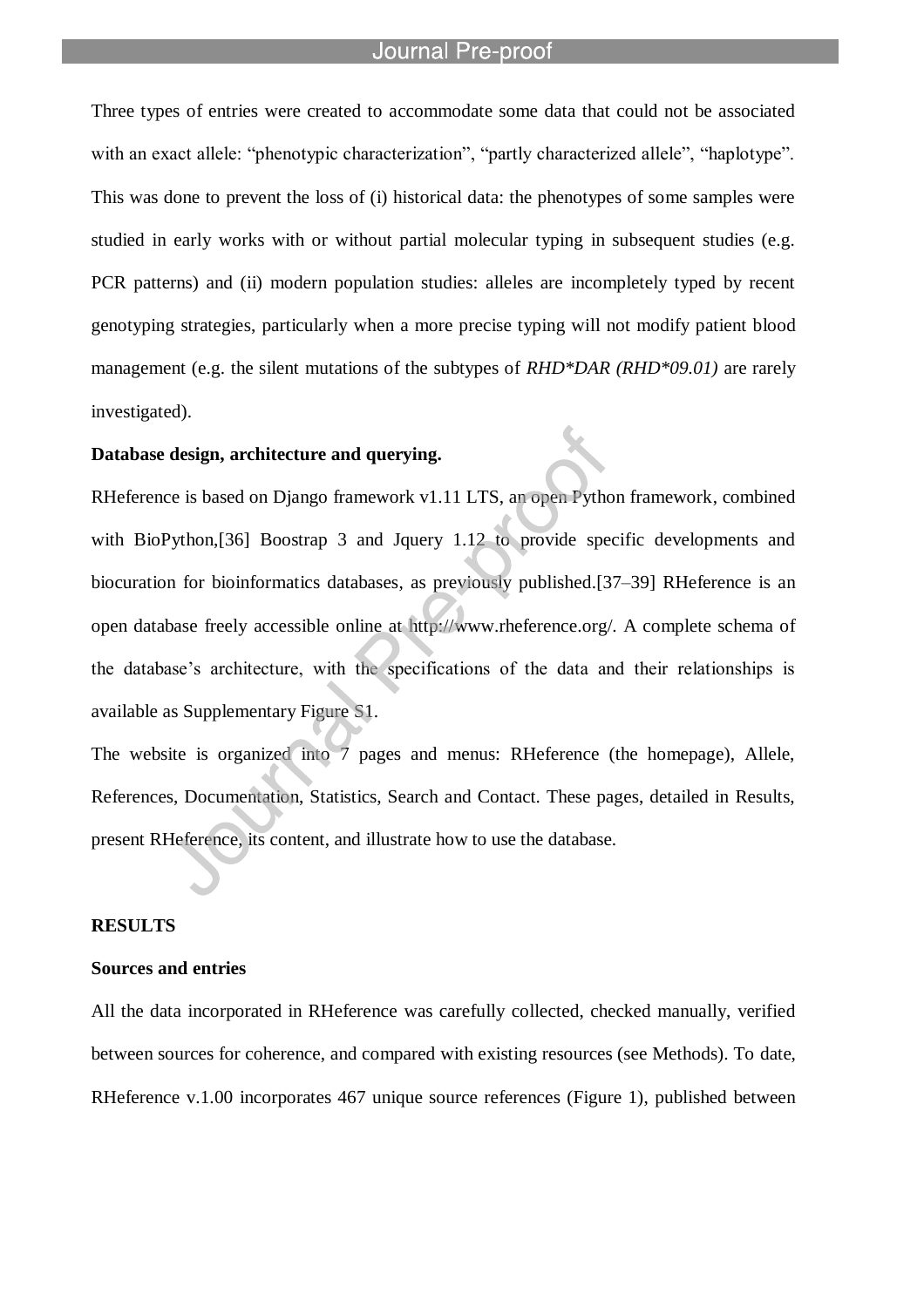Three types of entries were created to accommodate some data that could not be associated with an exact allele: “phenotypic characterization”, “partly characterized allele”, “haplotype”. This was done to prevent the loss of (i) historical data: the phenotypes of some samples were studied in early works with or without partial molecular typing in subsequent studies (e.g. PCR patterns) and (ii) modern population studies: alleles are incompletely typed by recent genotyping strategies, particularly when a more precise typing will not modify patient blood management (e.g. the silent mutations of the subtypes of *RHD*DAR (RHD*09.01)* are rarely investigated).

**Database design, architecture and querying.**

RHeference is based on Django framework v1.11 LTS, an open Python framework, combined with BioPython,[36] Boostrap 3 and Jquery 1.12 to provide specific developments and biocuration for bioinformatics databases, as previously published.[37–39] RHeference is an open database freely accessible online at http://www.rheference.org/. A complete schema of the database's architecture, with the specifications of the data and their relationships is available as Supplementary Figure S1.

The website is organized into 7 pages and menus: RHeference (the homepage), Allele, References, Documentation, Statistics, Search and Contact. These pages, detailed in Results, present RHeference, its content, and illustrate how to use the database.

**RESULTS**

**Sources and entries**

All the data incorporated in RHeference was carefully collected, checked manually, verified between sources for coherence, and compared with existing resources (see Methods). To date, RHeference v.1.00 incorporates 467 unique source references (Figure 1), published between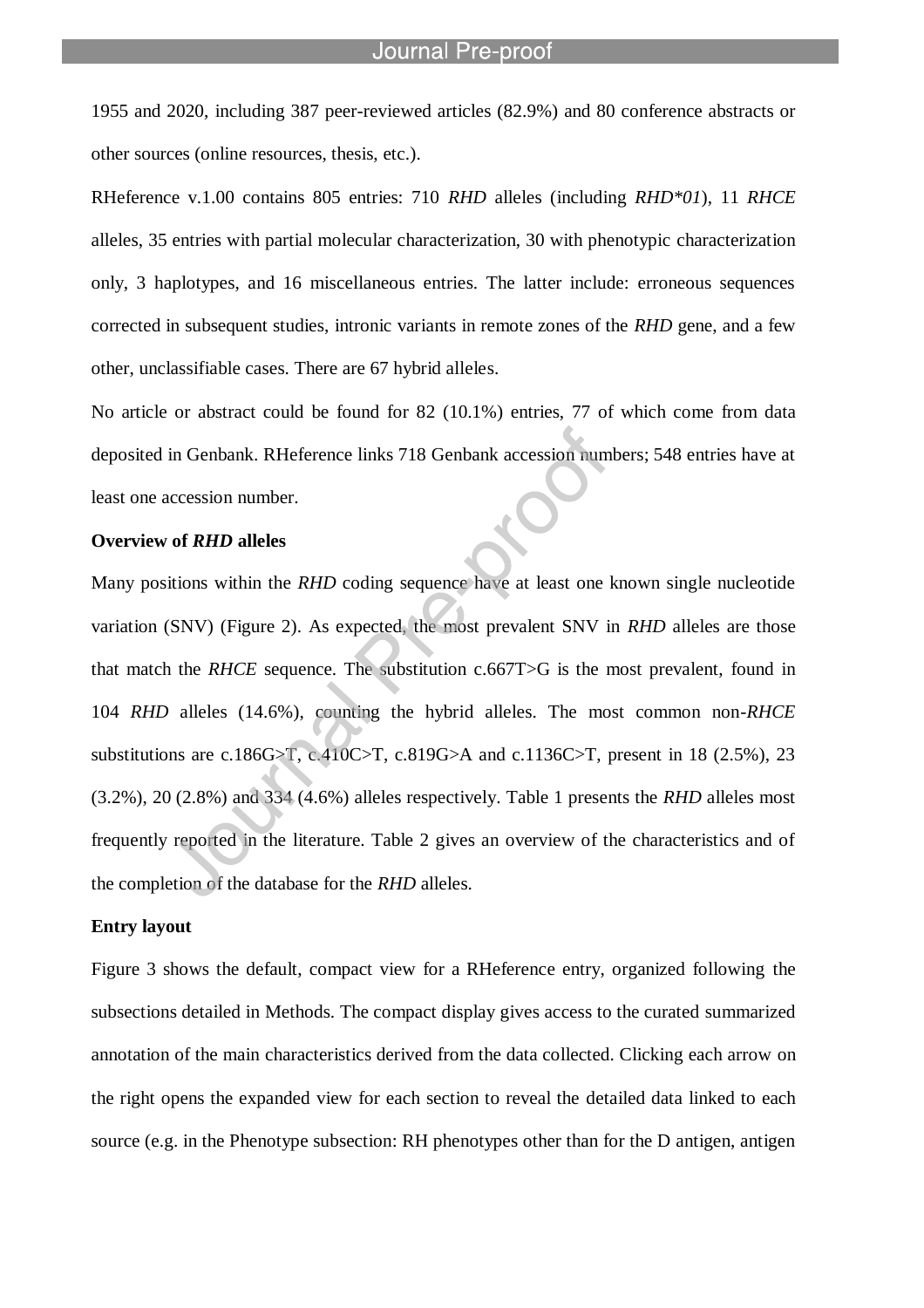1955 and 2020, including 387 peer-reviewed articles (82.9%) and 80 conference abstracts or other sources (online resources, thesis, etc.).

RHeference v.1.00 contains 805 entries: 710 *RHD* alleles (including *RHD*01*), 11 *RHCE* alleles, 35 entries with partial molecular characterization, 30 with phenotypic characterization only, 3 haplotypes, and 16 miscellaneous entries. The latter include: erroneous sequences corrected in subsequent studies, intronic variants in remote zones of the *RHD* gene, and a few other, unclassifiable cases. There are 67 hybrid alleles.

No article or abstract could be found for 82 (10.1%) entries, 77 of which come from data deposited in Genbank. RHeference links 718 Genbank accession numbers; 548 entries have at least one accession number.

**Overview of *RHD* alleles**

Many positions within the *RHD* coding sequence have at least one known single nucleotide variation (SNV) (Figure 2). As expected, the most prevalent SNV in *RHD* alleles are those that match the *RHCE* sequence. The substitution c.667T>G is the most prevalent, found in 104 *RHD* alleles (14.6%), counting the hybrid alleles. The most common non-*RHCE* substitutions are c.186G>T, c.410C>T, c.819G>A and c.1136C>T, present in 18 (2.5%), 23 (3.2%), 20 (2.8%) and 334 (4.6%) alleles respectively. Table 1 presents the *RHD* alleles most frequently reported in the literature. Table 2 gives an overview of the characteristics and of the completion of the database for the *RHD* alleles.

**Entry layout**

Figure 3 shows the default, compact view for a RHeference entry, organized following the subsections detailed in Methods. The compact display gives access to the curated summarized annotation of the main characteristics derived from the data collected. Clicking each arrow on the right opens the expanded view for each section to reveal the detailed data linked to each source (e.g. in the Phenotype subsection: RH phenotypes other than for the D antigen, antigen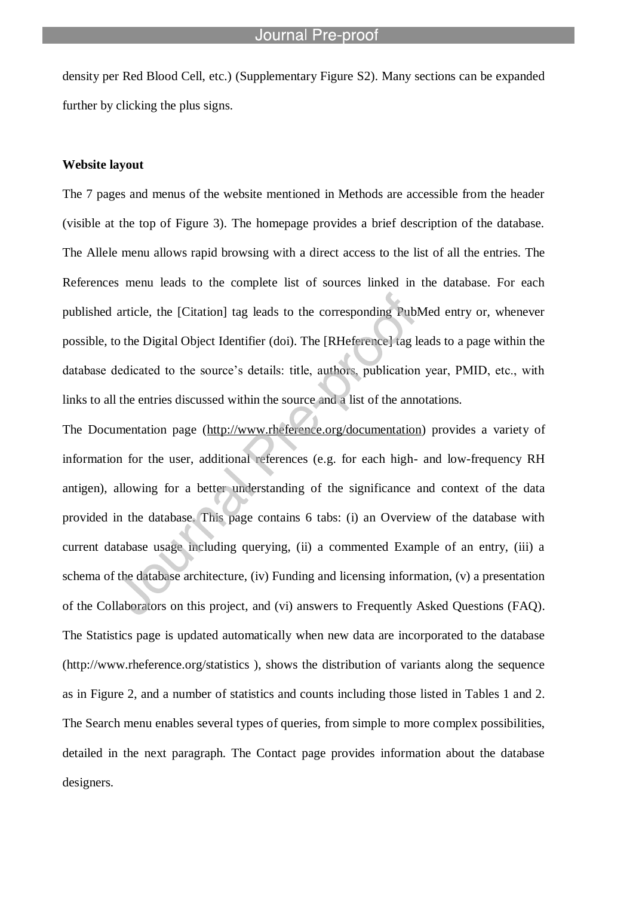density per Red Blood Cell, etc.) (Supplementary Figure S2). Many sections can be expanded further by clicking the plus signs.

**Website layout**

The 7 pages and menus of the website mentioned in Methods are accessible from the header (visible at the top of Figure 3). The homepage provides a brief description of the database. The Allele menu allows rapid browsing with a direct access to the list of all the entries. The References menu leads to the complete list of sources linked in the database. For each published article, the [Citation] tag leads to the corresponding PubMed entry or, whenever possible, to the Digital Object Identifier (doi). The [RHeference] tag leads to a page within the database dedicated to the source's details: title, authors, publication year, PMID, etc., with links to all the entries discussed within the source and a list of the annotations.

The Documentation page (http://www.rheference.org/documentation) provides a variety of information for the user, additional references (e.g. for each high- and low-frequency RH antigen), allowing for a better understanding of the significance and context of the data provided in the database. This page contains 6 tabs: (i) an Overview of the database with current database usage including querying, (ii) a commented Example of an entry, (iii) a schema of the database architecture, (iv) Funding and licensing information, (v) a presentation of the Collaborators on this project, and (vi) answers to Frequently Asked Questions (FAQ). The Statistics page is updated automatically when new data are incorporated to the database (http://www.rheference.org/statistics ), shows the distribution of variants along the sequence as in Figure 2, and a number of statistics and counts including those listed in Tables 1 and 2. The Search menu enables several types of queries, from simple to more complex possibilities, detailed in the next paragraph. The Contact page provides information about the database designers.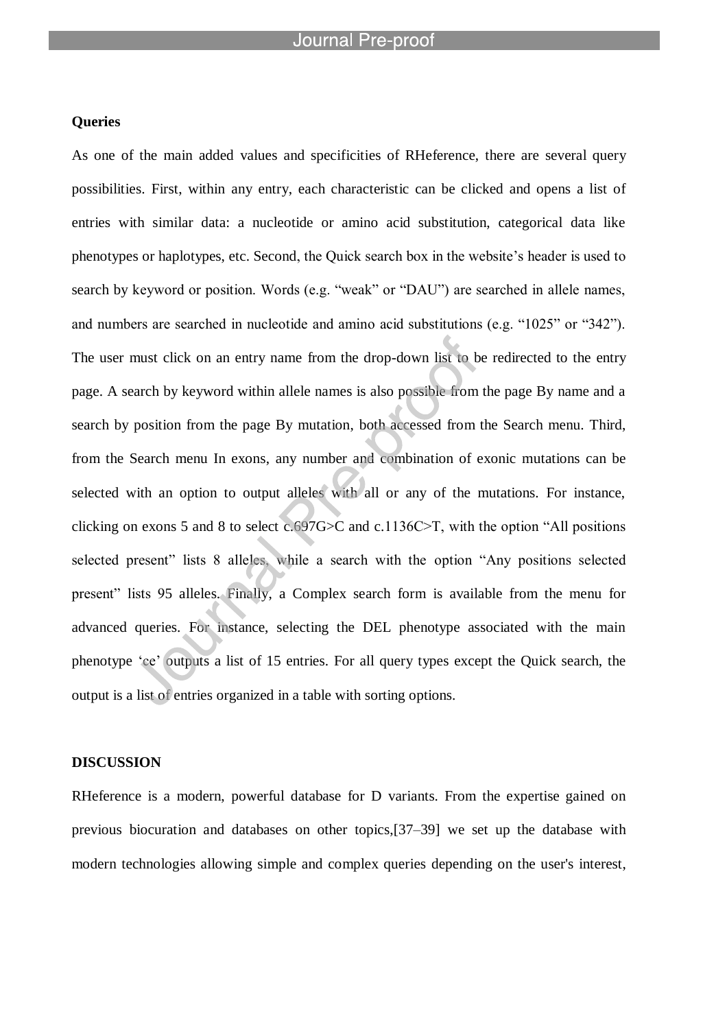**Queries**

As one of the main added values and specificities of RHeference, there are several query possibilities. First, within any entry, each characteristic can be clicked and opens a list of entries with similar data: a nucleotide or amino acid substitution, categorical data like phenotypes or haplotypes, etc. Second, the Quick search box in the website's header is used to search by keyword or position. Words (e.g. "weak" or "DAU") are searched in allele names, and numbers are searched in nucleotide and amino acid substitutions (e.g. "1025" or "342"). The user must click on an entry name from the drop-down list to be redirected to the entry page. A search by keyword within allele names is also possible from the page By name and a search by position from the page By mutation, both accessed from the Search menu. Third, from the Search menu In exons, any number and combination of exonic mutations can be selected with an option to output alleles with all or any of the mutations. For instance, clicking on exons 5 and 8 to select c.697G>C and c.1136C>T, with the option "All positions selected present" lists 8 alleles, while a search with the option "Any positions selected present" lists 95 alleles. Finally, a Complex search form is available from the menu for advanced queries. For instance, selecting the DEL phenotype associated with the main phenotype 'ce' outputs a list of 15 entries. For all query types except the Quick search, the output is a list of entries organized in a table with sorting options.

**DISCUSSION**

RHeference is a modern, powerful database for D variants. From the expertise gained on previous biocuration and databases on other topics,[37–39] we set up the database with modern technologies allowing simple and complex queries depending on the user's interest,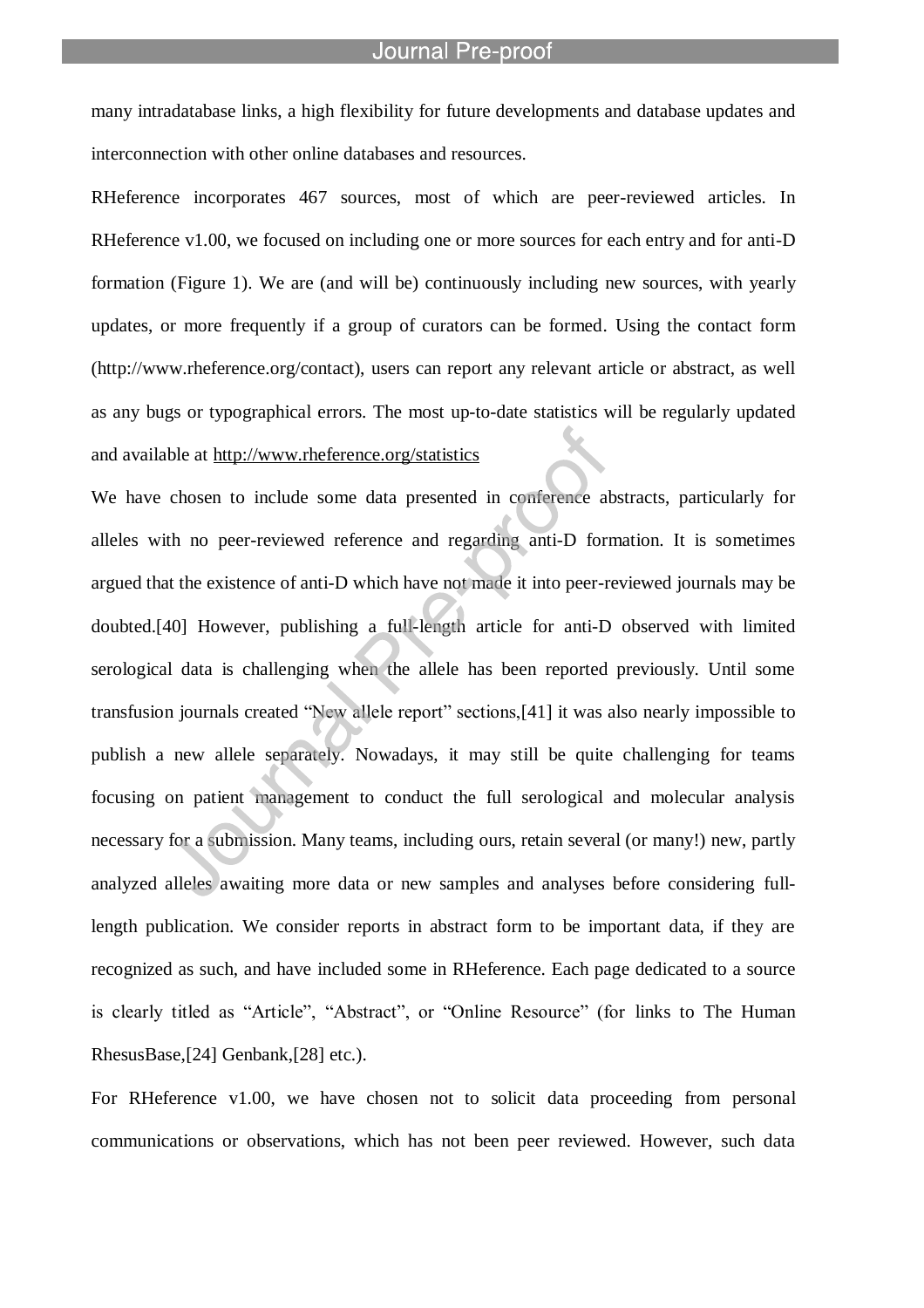many intradatabase links, a high flexibility for future developments and database updates and interconnection with other online databases and resources.

RHeference incorporates 467 sources, most of which are peer-reviewed articles. In RHeference v1.00, we focused on including one or more sources for each entry and for anti-D formation (Figure 1). We are (and will be) continuously including new sources, with yearly updates, or more frequently if a group of curators can be formed. Using the contact form (http://www.rheference.org/contact), users can report any relevant article or abstract, as well as any bugs or typographical errors. The most up-to-date statistics will be regularly updated and available at http://www.rheference.org/statistics

We have chosen to include some data presented in conference abstracts, particularly for alleles with no peer-reviewed reference and regarding anti-D formation. It is sometimes argued that the existence of anti-D which have not made it into peer-reviewed journals may be doubted.[40] However, publishing a full-length article for anti-D observed with limited serological data is challenging when the allele has been reported previously. Until some transfusion journals created "New allele report" sections,[41] it was also nearly impossible to publish a new allele separately. Nowadays, it may still be quite challenging for teams focusing on patient management to conduct the full serological and molecular analysis necessary for a submission. Many teams, including ours, retain several (or many!) new, partly analyzed alleles awaiting more data or new samples and analyses before considering full-length publication. We consider reports in abstract form to be important data, if they are recognized as such, and have included some in RHeference. Each page dedicated to a source is clearly titled as "Article", "Abstract", or "Online Resource" (for links to The Human RhesusBase,[24] Genbank,[28] etc.).

For RHeference v1.00, we have chosen not to solicit data proceeding from personal communications or observations, which has not been peer reviewed. However, such data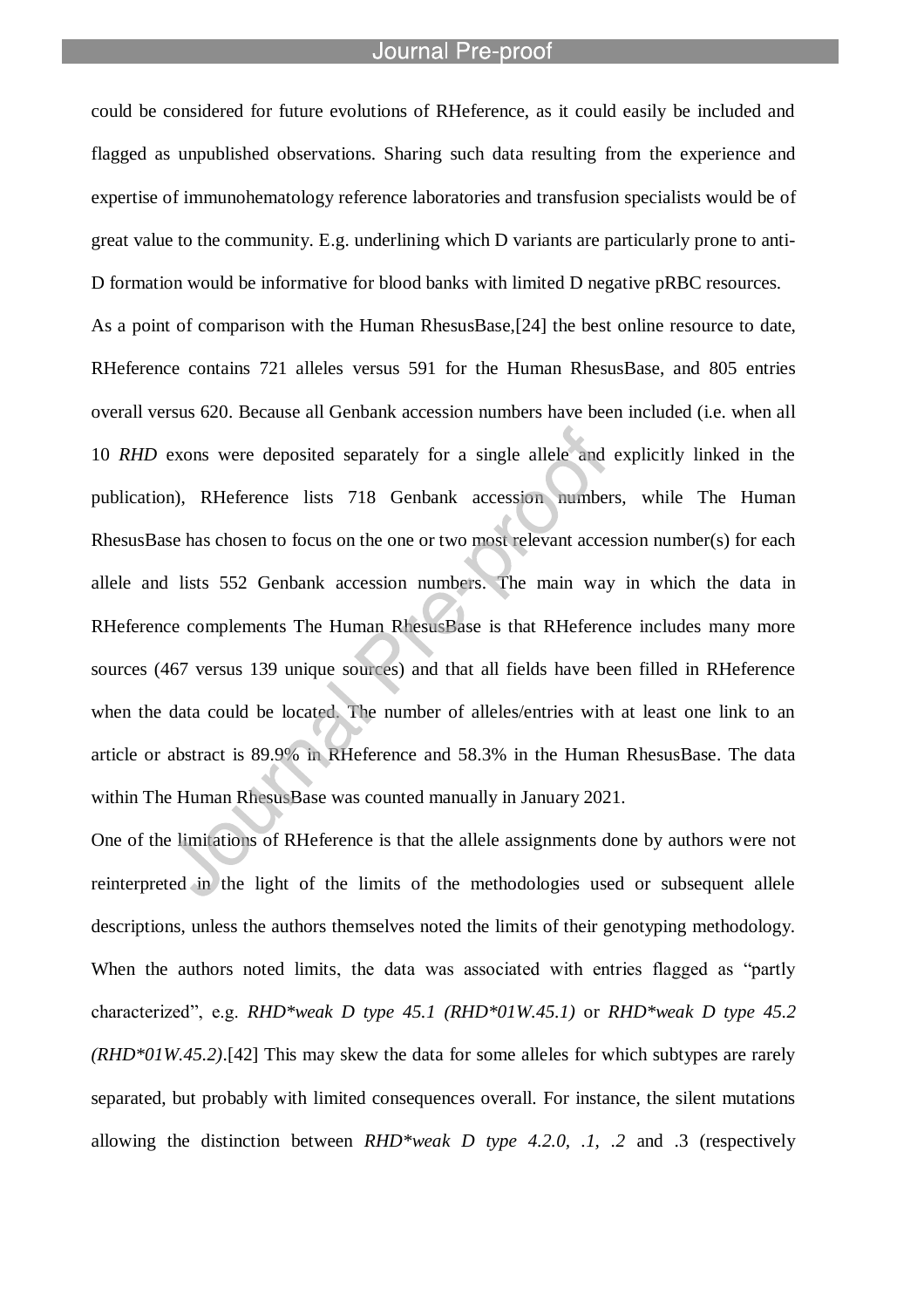could be considered for future evolutions of RHeference, as it could easily be included and flagged as unpublished observations. Sharing such data resulting from the experience and expertise of immunohematology reference laboratories and transfusion specialists would be of great value to the community. E.g. underlining which D variants are particularly prone to anti-D formation would be informative for blood banks with limited D negative pRBC resources.

As a point of comparison with the Human RhesusBase,[24] the best online resource to date, RHeference contains 721 alleles versus 591 for the Human RhesusBase, and 805 entries overall versus 620. Because all Genbank accession numbers have been included (i.e. when all 10 *RHD* exons were deposited separately for a single allele and explicitly linked in the publication), RHeference lists 718 Genbank accession numbers, while The Human RhesusBase has chosen to focus on the one or two most relevant accession number(s) for each allele and lists 552 Genbank accession numbers. The main way in which the data in RHeference complements The Human RhesusBase is that RHeference includes many more sources (467 versus 139 unique sources) and that all fields have been filled in RHeference when the data could be located. The number of alleles/entries with at least one link to an article or abstract is 89.9% in RHeference and 58.3% in the Human RhesusBase. The data within The Human RhesusBase was counted manually in January 2021.

One of the limitations of RHeference is that the allele assignments done by authors were not reinterpreted in the light of the limits of the methodologies used or subsequent allele descriptions, unless the authors themselves noted the limits of their genotyping methodology. When the authors noted limits, the data was associated with entries flagged as "partly characterized", e.g. *RHD\*weak D type 45.1 (RHD\*01W.45.1)* or *RHD\*weak D type 45.2 (RHD\*01W.45.2)*.[42] This may skew the data for some alleles for which subtypes are rarely separated, but probably with limited consequences overall. For instance, the silent mutations allowing the distinction between *RHD\*weak D type 4.2.0, .1, .2* and .3 (respectively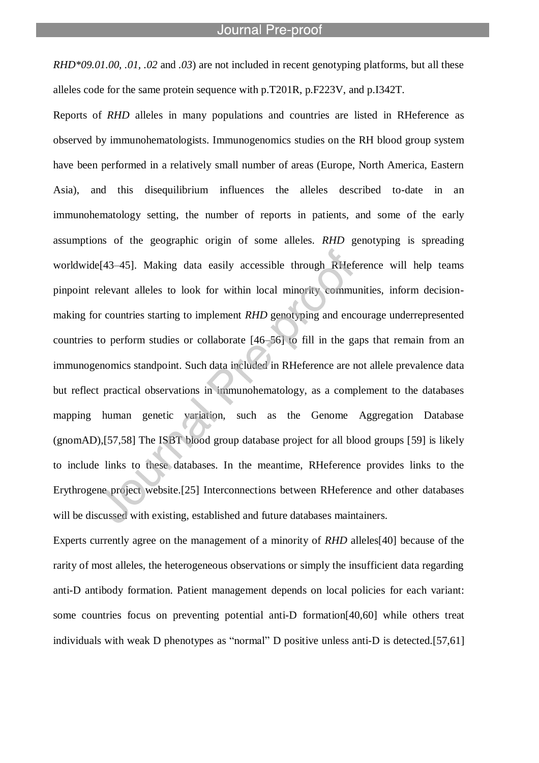*RHD*09.01.00, .01, .02* and *.03*) are not included in recent genotyping platforms, but all these alleles code for the same protein sequence with p.T201R, p.F223V, and p.I342T.

Reports of *RHD* alleles in many populations and countries are listed in RHeference as observed by immunohematologists. Immunogenomics studies on the RH blood group system have been performed in a relatively small number of areas (Europe, North America, Eastern Asia), and this disequilibrium influences the alleles described to-date in an immunohematology setting, the number of reports in patients, and some of the early assumptions of the geographic origin of some alleles. *RHD* genotyping is spreading worldwide[43–45]. Making data easily accessible through RHeference will help teams pinpoint relevant alleles to look for within local minority communities, inform decision-making for countries starting to implement *RHD* genotyping and encourage underrepresented countries to perform studies or collaborate [46–56] to fill in the gaps that remain from an immunogenomics standpoint. Such data included in RHeference are not allele prevalence data but reflect practical observations in immunohematology, as a complement to the databases mapping human genetic variation, such as the Genome Aggregation Database (gnomAD),[57,58] The ISBT blood group database project for all blood groups [59] is likely to include links to these databases. In the meantime, RHeference provides links to the Erythrogene project website.[25] Interconnections between RHeference and other databases will be discussed with existing, established and future databases maintainers.

Experts currently agree on the management of a minority of *RHD* alleles[40] because of the rarity of most alleles, the heterogeneous observations or simply the insufficient data regarding anti-D antibody formation. Patient management depends on local policies for each variant: some countries focus on preventing potential anti-D formation[40,60] while others treat individuals with weak D phenotypes as “normal” D positive unless anti-D is detected.[57,61]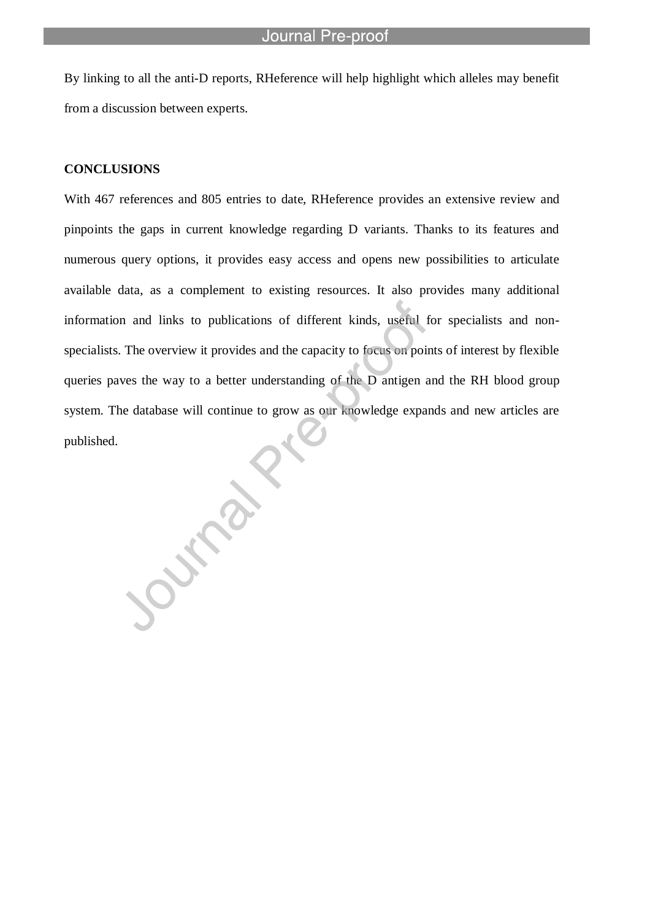By linking to all the anti-D reports, RHeference will help highlight which alleles may benefit from a discussion between experts.

## CONCLUSIONS

With 467 references and 805 entries to date, RHeference provides an extensive review and pinpoints the gaps in current knowledge regarding D variants. Thanks to its features and numerous query options, it provides easy access and opens new possibilities to articulate available data, as a complement to existing resources. It also provides many additional information and links to publications of different kinds, useful for specialists and non-specialists. The overview it provides and the capacity to focus on points of interest by flexible queries paves the way to a better understanding of the D antigen and the RH blood group system. The database will continue to grow as our knowledge expands and new articles are published.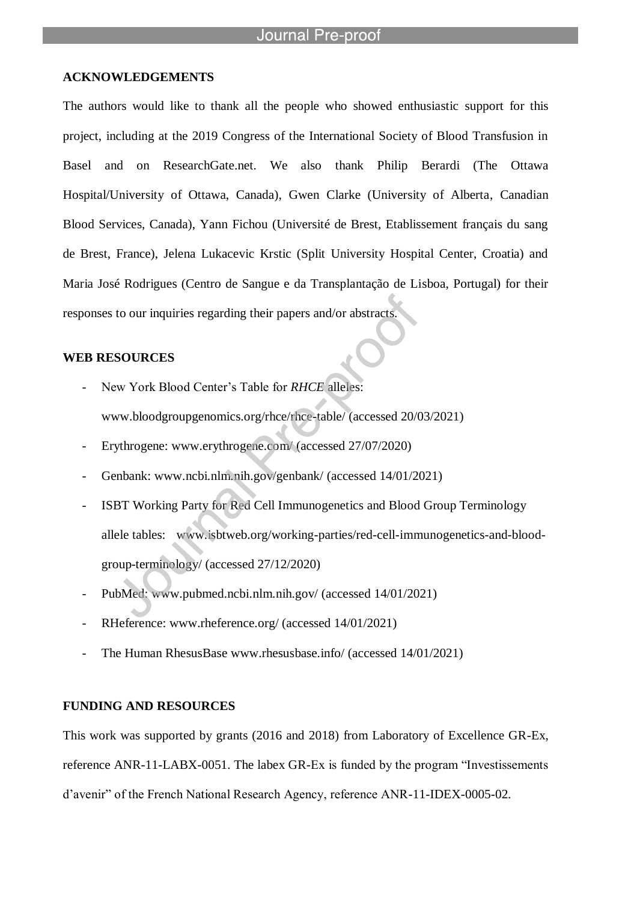## ACKNOWLEDGEMENTS

The authors would like to thank all the people who showed enthusiastic support for this project, including at the 2019 Congress of the International Society of Blood Transfusion in Basel and on ResearchGate.net. We also thank Philip Berardi (The Ottawa Hospital/University of Ottawa, Canada), Gwen Clarke (University of Alberta, Canadian Blood Services, Canada), Yann Fichou (Université de Brest, Etablissement français du sang de Brest, France), Jelena Lukacevic Krstic (Split University Hospital Center, Croatia) and Maria José Rodrigues (Centro de Sangue e da Transplantação de Lisboa, Portugal) for their responses to our inquiries regarding their papers and/or abstracts.

## WEB RESOURCES

- New York Blood Center's Table for *RHCE* alleles: www.bloodgroupgenomics.org/rhce/rhce-table/ (accessed 20/03/2021)
- Erythrogene: www.erythrogene.com/ (accessed 27/07/2020)
- Genbank: www.ncbi.nlm.nih.gov/genbank/ (accessed 14/01/2021)
- ISBT Working Party for Red Cell Immunogenetics and Blood Group Terminology allele tables: www.isbtweb.org/working-parties/red-cell-immunogenetics-and-blood-group-terminology/ (accessed 27/12/2020)
- PubMed: www.pubmed.ncbi.nlm.nih.gov/ (accessed 14/01/2021)
- RHeference: www.rheference.org/ (accessed 14/01/2021)
- The Human RhesusBase www.rhesusbase.info/ (accessed 14/01/2021)

## FUNDING AND RESOURCES

This work was supported by grants (2016 and 2018) from Laboratory of Excellence GR-Ex, reference ANR-11-LABX-0051. The labex GR-Ex is funded by the program "Investissements d'avenir" of the French National Research Agency, reference ANR-11-IDEX-0005-02.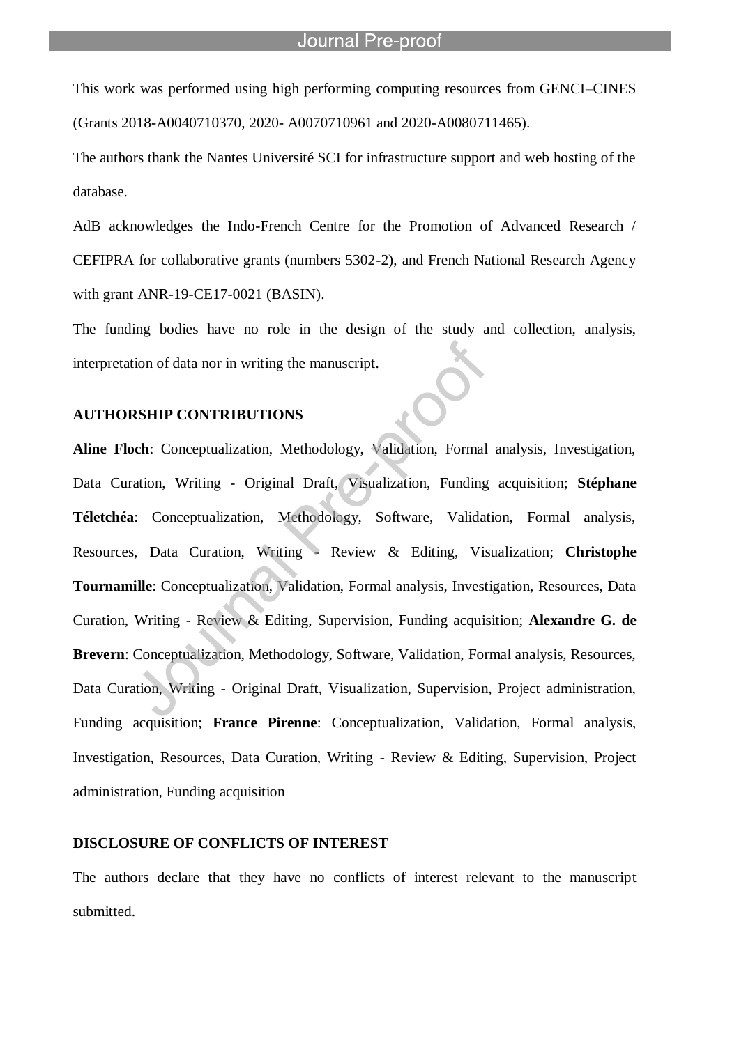This work was performed using high performing computing resources from GENCI–CINES (Grants 2018-A0040710370, 2020- A0070710961 and 2020-A0080711465).

The authors thank the Nantes Université SCI for infrastructure support and web hosting of the database.

AdB acknowledges the Indo-French Centre for the Promotion of Advanced Research / CEFIPRA for collaborative grants (numbers 5302-2), and French National Research Agency with grant ANR-19-CE17-0021 (BASIN).

The funding bodies have no role in the design of the study and collection, analysis, interpretation of data nor in writing the manuscript.

## AUTHORSHIP CONTRIBUTIONS

**Aline Floch**: Conceptualization, Methodology, Validation, Formal analysis, Investigation, Data Curation, Writing - Original Draft, Visualization, Funding acquisition; **Stéphane Téletchéa**: Conceptualization, Methodology, Software, Validation, Formal analysis, Resources, Data Curation, Writing - Review & Editing, Visualization; **Christophe Tournamille**: Conceptualization, Validation, Formal analysis, Investigation, Resources, Data Curation, Writing - Review & Editing, Supervision, Funding acquisition; **Alexandre G. de Brevern**: Conceptualization, Methodology, Software, Validation, Formal analysis, Resources, Data Curation, Writing - Original Draft, Visualization, Supervision, Project administration, Funding acquisition; **France Pirenne**: Conceptualization, Validation, Formal analysis, Investigation, Resources, Data Curation, Writing - Review & Editing, Supervision, Project administration, Funding acquisition

## DISCLOSURE OF CONFLICTS OF INTEREST

The authors declare that they have no conflicts of interest relevant to the manuscript submitted.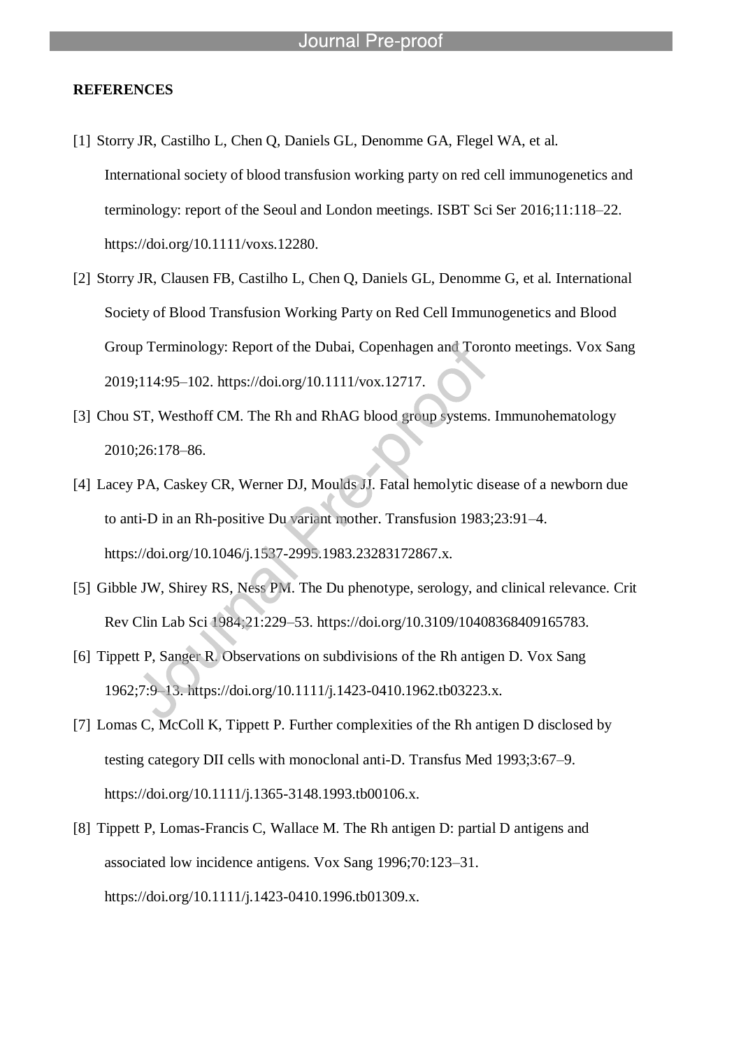## REFERENCES

[1] Storry JR, Castilho L, Chen Q, Daniels GL, Denomme GA, Flegel WA, et al. International society of blood transfusion working party on red cell immunogenetics and terminology: report of the Seoul and London meetings. ISBT Sci Ser 2016;11:118–22. https://doi.org/10.1111/voxs.12280.

[2] Storry JR, Clausen FB, Castilho L, Chen Q, Daniels GL, Denomme G, et al. International Society of Blood Transfusion Working Party on Red Cell Immunogenetics and Blood Group Terminology: Report of the Dubai, Copenhagen and Toronto meetings. Vox Sang 2019;114:95–102. https://doi.org/10.1111/vox.12717.

[3] Chou ST, Westhoff CM. The Rh and RhAG blood group systems. Immunohematology 2010;26:178–86.

[4] Lacey PA, Caskey CR, Werner DJ, Moulds JJ. Fatal hemolytic disease of a newborn due to anti-D in an Rh-positive Du variant mother. Transfusion 1983;23:91–4. https://doi.org/10.1046/j.1537-2995.1983.23283172867.x.

[5] Gibble JW, Shirey RS, Ness PM. The Du phenotype, serology, and clinical relevance. Crit Rev Clin Lab Sci 1984;21:229–53. https://doi.org/10.3109/10408368409165783.

[6] Tippett P, Sanger R. Observations on subdivisions of the Rh antigen D. Vox Sang 1962;7:9–13. https://doi.org/10.1111/j.1423-0410.1962.tb03223.x.

[7] Lomas C, McColl K, Tippett P. Further complexities of the Rh antigen D disclosed by testing category DII cells with monoclonal anti-D. Transfus Med 1993;3:67–9. https://doi.org/10.1111/j.1365-3148.1993.tb00106.x.

[8] Tippett P, Lomas-Francis C, Wallace M. The Rh antigen D: partial D antigens and associated low incidence antigens. Vox Sang 1996;70:123–31. https://doi.org/10.1111/j.1423-0410.1996.tb01309.x.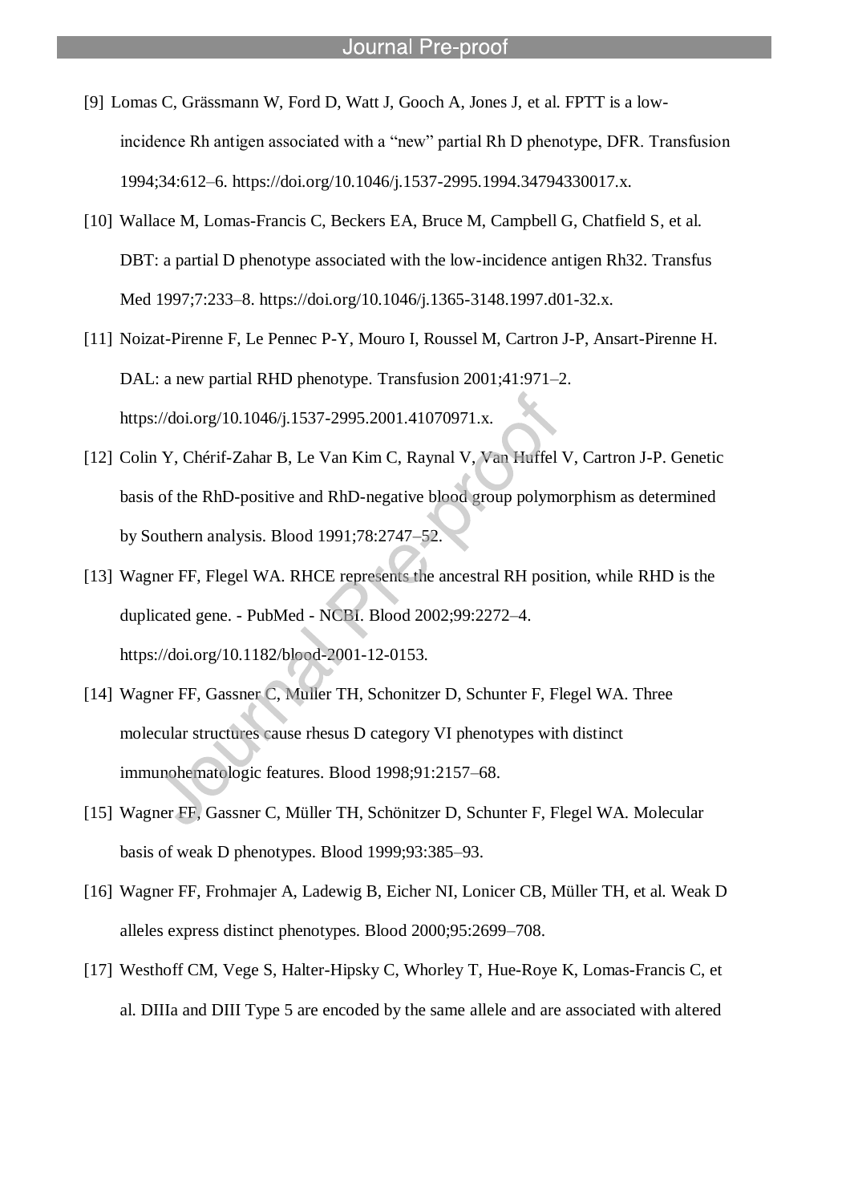[9] Lomas C, Grässmann W, Ford D, Watt J, Gooch A, Jones J, et al. FPTT is a low-incidence Rh antigen associated with a "new" partial Rh D phenotype, DFR. Transfusion 1994;34:612–6. https://doi.org/10.1046/j.1537-2995.1994.34794330017.x.

[10] Wallace M, Lomas-Francis C, Beckers EA, Bruce M, Campbell G, Chatfield S, et al. DBT: a partial D phenotype associated with the low-incidence antigen Rh32. Transfus Med 1997;7:233–8. https://doi.org/10.1046/j.1365-3148.1997.d01-32.x.

[11] Noizat-Pirenne F, Le Pennec P-Y, Mouro I, Roussel M, Cartron J-P, Ansart-Pirenne H. DAL: a new partial RHD phenotype. Transfusion 2001;41:971–2. https://doi.org/10.1046/j.1537-2995.2001.41070971.x.

[12] Colin Y, Chérif-Zahar B, Le Van Kim C, Raynal V, Van Huffel V, Cartron J-P. Genetic basis of the RhD-positive and RhD-negative blood group polymorphism as determined by Southern analysis. Blood 1991;78:2747–52.

[13] Wagner FF, Flegel WA. RHCE represents the ancestral RH position, while RHD is the duplicated gene. - PubMed - NCBI. Blood 2002;99:2272–4. https://doi.org/10.1182/blood-2001-12-0153.

[14] Wagner FF, Gassner C, Muller TH, Schonitzer D, Schunter F, Flegel WA. Three molecular structures cause rhesus D category VI phenotypes with distinct immunohematologic features. Blood 1998;91:2157–68.

[15] Wagner FF, Gassner C, Müller TH, Schönitzer D, Schunter F, Flegel WA. Molecular basis of weak D phenotypes. Blood 1999;93:385–93.

[16] Wagner FF, Frohmajer A, Ladewig B, Eicher NI, Lonicer CB, Müller TH, et al. Weak D alleles express distinct phenotypes. Blood 2000;95:2699–708.

[17] Westhoff CM, Vege S, Halter-Hipsky C, Whorley T, Hue-Roye K, Lomas-Francis C, et al. DIIIa and DIII Type 5 are encoded by the same allele and are associated with altered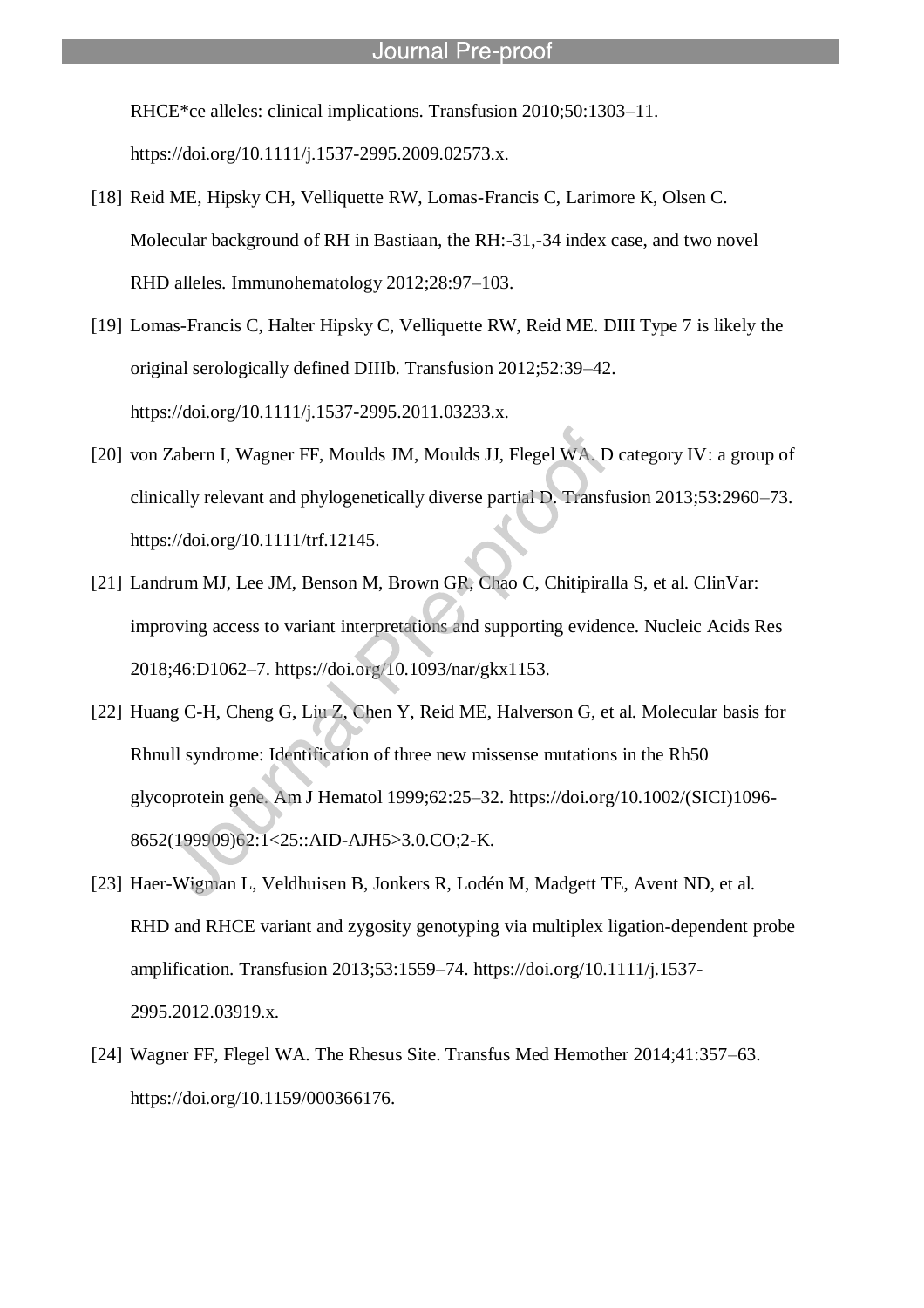RHCE*ce alleles: clinical implications. Transfusion 2010;50:1303–11. https://doi.org/10.1111/j.1537-2995.2009.02573.x.

[18] Reid ME, Hipsky CH, Velliquette RW, Lomas-Francis C, Larimore K, Olsen C. Molecular background of RH in Bastiaan, the RH:-31,-34 index case, and two novel RHD alleles. Immunohematology 2012;28:97–103.

[19] Lomas-Francis C, Halter Hipsky C, Velliquette RW, Reid ME. DIII Type 7 is likely the original serologically defined DIIIb. Transfusion 2012;52:39–42. https://doi.org/10.1111/j.1537-2995.2011.03233.x.

[20] von Zabern I, Wagner FF, Moulds JM, Moulds JJ, Flegel WA. D category IV: a group of clinically relevant and phylogenetically diverse partial D. Transfusion 2013;53:2960–73. https://doi.org/10.1111/trf.12145.

[21] Landrum MJ, Lee JM, Benson M, Brown GR, Chao C, Chitipiralla S, et al. ClinVar: improving access to variant interpretations and supporting evidence. Nucleic Acids Res 2018;46:D1062–7. https://doi.org/10.1093/nar/gkx1153.

[22] Huang C-H, Cheng G, Liu Z, Chen Y, Reid ME, Halverson G, et al. Molecular basis for Rhnull syndrome: Identification of three new missense mutations in the Rh50 glycoprotein gene. Am J Hematol 1999;62:25–32. https://doi.org/10.1002/(SICI)1096-8652(199909)62:1<25::AID-AJH5>3.0.CO;2-K.

[23] Haer-Wigman L, Veldhuisen B, Jonkers R, Lodén M, Madgett TE, Avent ND, et al. RHD and RHCE variant and zygosity genotyping via multiplex ligation-dependent probe amplification. Transfusion 2013;53:1559–74. https://doi.org/10.1111/j.1537-2995.2012.03919.x.

[24] Wagner FF, Flegel WA. The Rhesus Site. Transfus Med Hemother 2014;41:357–63. https://doi.org/10.1159/000366176.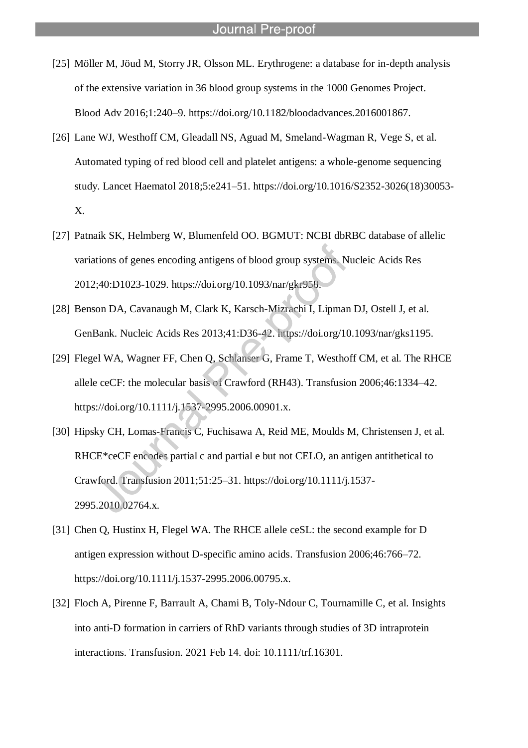[25] Möller M, Jöud M, Storry JR, Olsson ML. Erythrogene: a database for in-depth analysis of the extensive variation in 36 blood group systems in the 1000 Genomes Project. Blood Adv 2016;1:240–9. https://doi.org/10.1182/bloodadvances.2016001867.

[26] Lane WJ, Westhoff CM, Gleadall NS, Aguad M, Smeland-Wagman R, Vege S, et al. Automated typing of red blood cell and platelet antigens: a whole-genome sequencing study. Lancet Haematol 2018;5:e241–51. https://doi.org/10.1016/S2352-3026(18)30053-X.

[27] Patnaik SK, Helmberg W, Blumenfeld OO. BGMUT: NCBI dbRBC database of allelic variations of genes encoding antigens of blood group systems. Nucleic Acids Res 2012;40:D1023-1029. https://doi.org/10.1093/nar/gkr958.

[28] Benson DA, Cavanaugh M, Clark K, Karsch-Mizrachi I, Lipman DJ, Ostell J, et al. GenBank. Nucleic Acids Res 2013;41:D36-42. https://doi.org/10.1093/nar/gks1195.

[29] Flegel WA, Wagner FF, Chen Q, Schlanser G, Frame T, Westhoff CM, et al. The RHCE allele ceCF: the molecular basis of Crawford (RH43). Transfusion 2006;46:1334–42. https://doi.org/10.1111/j.1537-2995.2006.00901.x.

[30] Hipsky CH, Lomas-Francis C, Fuchisawa A, Reid ME, Moulds M, Christensen J, et al. RHCE*ceCF encodes partial c and partial e but not CELO, an antigen antithetical to Crawford. Transfusion 2011;51:25–31. https://doi.org/10.1111/j.1537-2995.2010.02764.x.

[31] Chen Q, Hustinx H, Flegel WA. The RHCE allele ceSL: the second example for D antigen expression without D-specific amino acids. Transfusion 2006;46:766–72. https://doi.org/10.1111/j.1537-2995.2006.00795.x.

[32] Floch A, Pirenne F, Barrault A, Chami B, Toly-Ndour C, Tournamille C, et al. Insights into anti-D formation in carriers of RhD variants through studies of 3D intraprotein interactions. Transfusion. 2021 Feb 14. doi: 10.1111/trf.16301.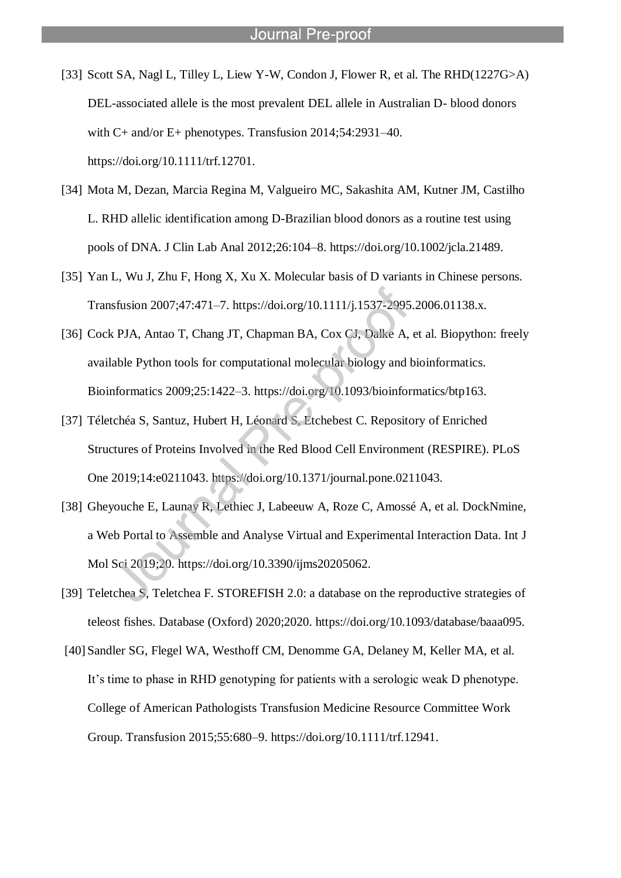[33] Scott SA, Nagl L, Tilley L, Liew Y-W, Condon J, Flower R, et al. The RHD(1227G>A) DEL-associated allele is the most prevalent DEL allele in Australian D- blood donors with C+ and/or E+ phenotypes. Transfusion 2014;54:2931–40. https://doi.org/10.1111/trf.12701.

[34] Mota M, Dezan, Marcia Regina M, Valgueiro MC, Sakashita AM, Kutner JM, Castilho L. RHD allelic identification among D-Brazilian blood donors as a routine test using pools of DNA. J Clin Lab Anal 2012;26:104–8. https://doi.org/10.1002/jcla.21489.

[35] Yan L, Wu J, Zhu F, Hong X, Xu X. Molecular basis of D variants in Chinese persons. Transfusion 2007;47:471–7. https://doi.org/10.1111/j.1537-2995.2006.01138.x.

[36] Cock PJA, Antao T, Chang JT, Chapman BA, Cox CJ, Dalke A, et al. Biopython: freely available Python tools for computational molecular biology and bioinformatics. Bioinformatics 2009;25:1422–3. https://doi.org/10.1093/bioinformatics/btp163.

[37] Téletchéa S, Santuz, Hubert H, Léonard S, Etchebest C. Repository of Enriched Structures of Proteins Involved in the Red Blood Cell Environment (RESPIRE). PLoS One 2019;14:e0211043. https://doi.org/10.1371/journal.pone.0211043.

[38] Gheyouche E, Launay R, Lethiec J, Labeeuw A, Roze C, Amossé A, et al. DockNmine, a Web Portal to Assemble and Analyse Virtual and Experimental Interaction Data. Int J Mol Sci 2019;20. https://doi.org/10.3390/ijms20205062.

[39] Teletchea S, Teletchea F. STOREFISH 2.0: a database on the reproductive strategies of teleost fishes. Database (Oxford) 2020;2020. https://doi.org/10.1093/database/baaa095.

[40] Sandler SG, Flegel WA, Westhoff CM, Denomme GA, Delaney M, Keller MA, et al. It's time to phase in RHD genotyping for patients with a serologic weak D phenotype. College of American Pathologists Transfusion Medicine Resource Committee Work Group. Transfusion 2015;55:680–9. https://doi.org/10.1111/trf.12941.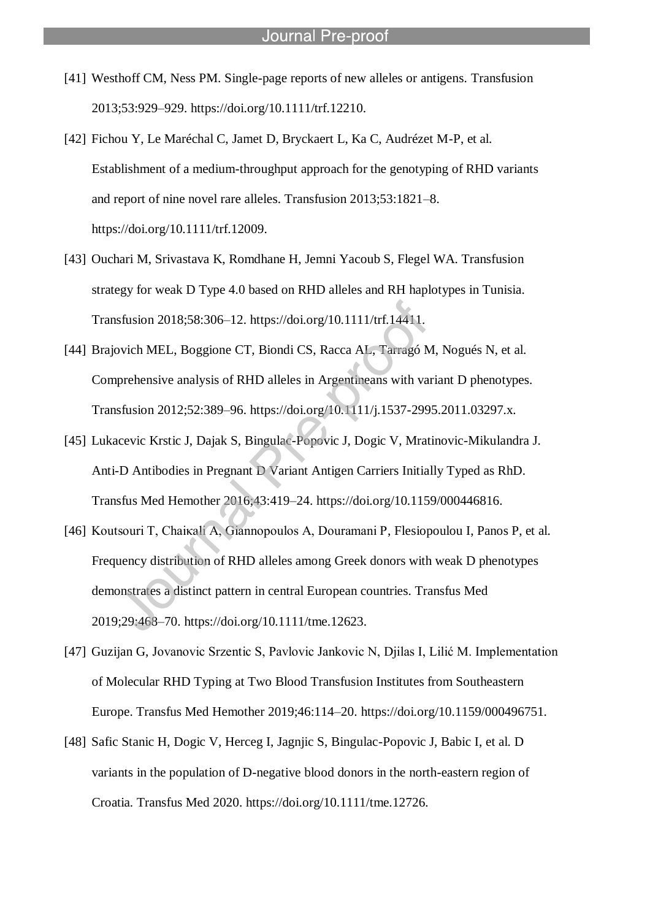[41] Westhoff CM, Ness PM. Single-page reports of new alleles or antigens. Transfusion 2013;53:929–929. https://doi.org/10.1111/trf.12210.

[42] Fichou Y, Le Maréchal C, Jamet D, Bryckaert L, Ka C, Audrézet M-P, et al. Establishment of a medium-throughput approach for the genotyping of RHD variants and report of nine novel rare alleles. Transfusion 2013;53:1821–8. https://doi.org/10.1111/trf.12009.

[43] Ouchari M, Srivastava K, Romdhane H, Jemni Yacoub S, Flegel WA. Transfusion strategy for weak D Type 4.0 based on RHD alleles and RH haplotypes in Tunisia. Transfusion 2018;58:306–12. https://doi.org/10.1111/trf.14411.

[44] Brajovich MEL, Boggione CT, Biondi CS, Racca AL, Tarragó M, Nogués N, et al. Comprehensive analysis of RHD alleles in Argentineans with variant D phenotypes. Transfusion 2012;52:389–96. https://doi.org/10.1111/j.1537-2995.2011.03297.x.

[45] Lukacevic Krstic J, Dajak S, Bingulac-Popovic J, Dogic V, Mratinovic-Mikulandra J. Anti-D Antibodies in Pregnant D Variant Antigen Carriers Initially Typed as RhD. Transfus Med Hemother 2016;43:419–24. https://doi.org/10.1159/000446816.

[46] Koutsouri T, Chaikali A, Giannopoulos A, Douramani P, Flesiopoulou I, Panos P, et al. Frequency distribution of RHD alleles among Greek donors with weak D phenotypes demonstrates a distinct pattern in central European countries. Transfus Med 2019;29:468–70. https://doi.org/10.1111/tme.12623.

[47] Guzijan G, Jovanovic Srzentic S, Pavlovic Jankovic N, Djilas I, Lilić M. Implementation of Molecular RHD Typing at Two Blood Transfusion Institutes from Southeastern Europe. Transfus Med Hemother 2019;46:114–20. https://doi.org/10.1159/000496751.

[48] Safic Stanic H, Dogic V, Herceg I, Jagnjic S, Bingulac-Popovic J, Babic I, et al. D variants in the population of D-negative blood donors in the north-eastern region of Croatia. Transfus Med 2020. https://doi.org/10.1111/tme.12726.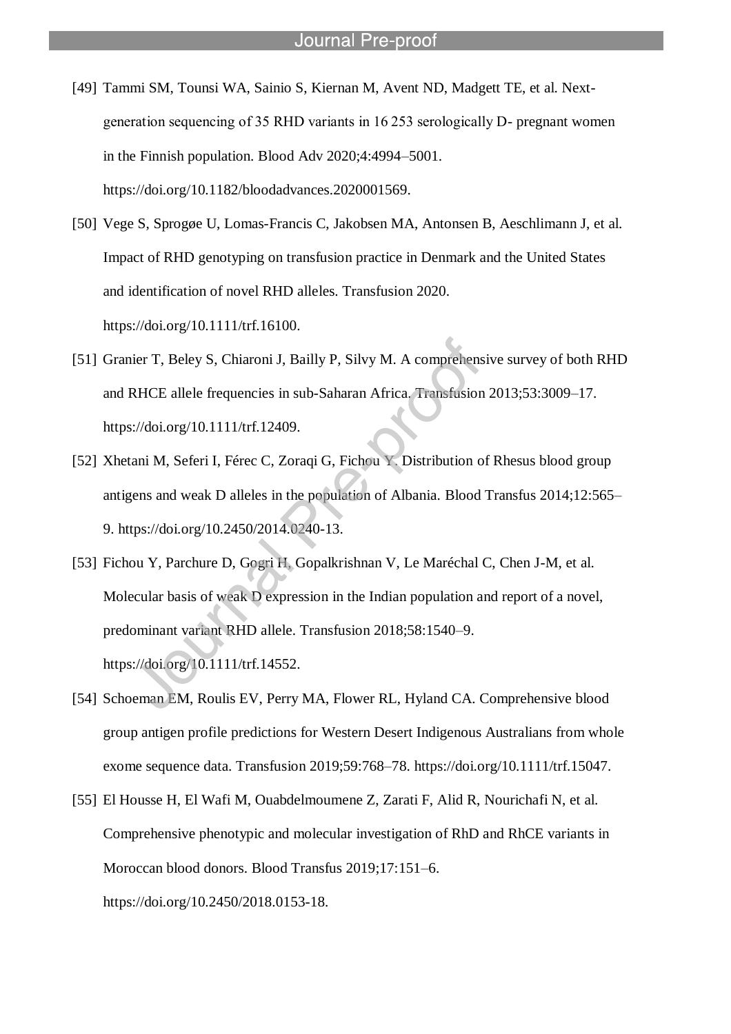[49] Tammi SM, Tounsi WA, Sainio S, Kiernan M, Avent ND, Madgett TE, et al. Next-generation sequencing of 35 RHD variants in 16 253 serologically D- pregnant women in the Finnish population. Blood Adv 2020;4:4994–5001. https://doi.org/10.1182/bloodadvances.2020001569.

[50] Vege S, Sprogøe U, Lomas-Francis C, Jakobsen MA, Antonsen B, Aeschlimann J, et al. Impact of RHD genotyping on transfusion practice in Denmark and the United States and identification of novel RHD alleles. Transfusion 2020. https://doi.org/10.1111/trf.16100.

[51] Granier T, Beley S, Chiaroni J, Bailly P, Silvy M. A comprehensive survey of both RHD and RHCE allele frequencies in sub-Saharan Africa. Transfusion 2013;53:3009–17. https://doi.org/10.1111/trf.12409.

[52] Xhetani M, Seferi I, Férec C, Zoraqi G, Fichou Y. Distribution of Rhesus blood group antigens and weak D alleles in the population of Albania. Blood Transfus 2014;12:565–9. https://doi.org/10.2450/2014.0240-13.

[53] Fichou Y, Parchure D, Gogri H, Gopalkrishnan V, Le Maréchal C, Chen J-M, et al. Molecular basis of weak D expression in the Indian population and report of a novel, predominant variant RHD allele. Transfusion 2018;58:1540–9. https://doi.org/10.1111/trf.14552.

[54] Schoeman EM, Roulis EV, Perry MA, Flower RL, Hyland CA. Comprehensive blood group antigen profile predictions for Western Desert Indigenous Australians from whole exome sequence data. Transfusion 2019;59:768–78. https://doi.org/10.1111/trf.15047.

[55] El Housse H, El Wafi M, Ouabdelmoumene Z, Zarati F, Alid R, Nourichafi N, et al. Comprehensive phenotypic and molecular investigation of RhD and RhCE variants in Moroccan blood donors. Blood Transfus 2019;17:151–6. https://doi.org/10.2450/2018.0153-18.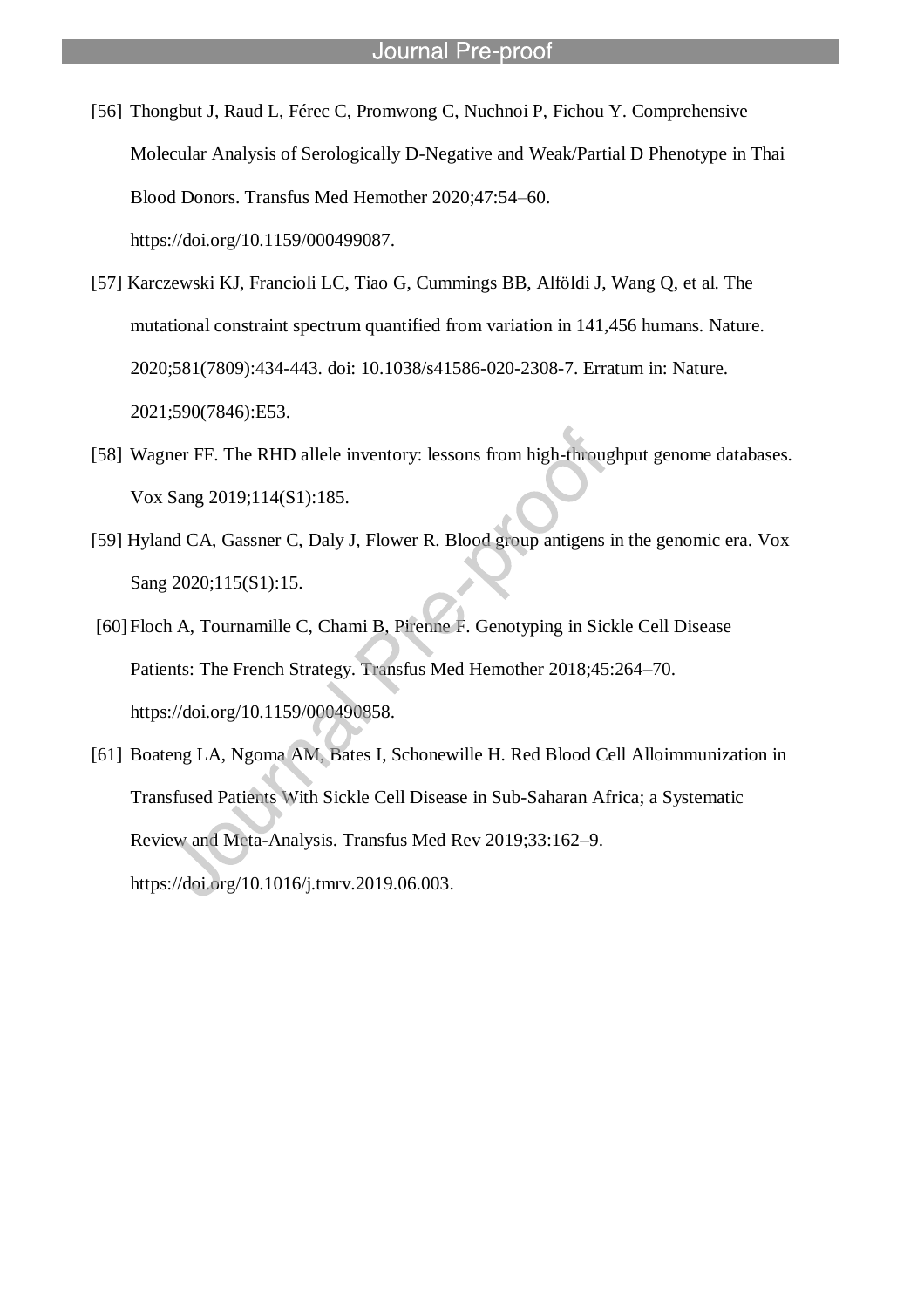[56] Thongbut J, Raud L, Férec C, Promwong C, Nuchnoi P, Fichou Y. Comprehensive Molecular Analysis of Serologically D-Negative and Weak/Partial D Phenotype in Thai Blood Donors. Transfus Med Hemother 2020;47:54–60. https://doi.org/10.1159/000499087.

[57] Karczewski KJ, Francioli LC, Tiao G, Cummings BB, Alföldi J, Wang Q, et al. The mutational constraint spectrum quantified from variation in 141,456 humans. Nature. 2020;581(7809):434-443. doi: 10.1038/s41586-020-2308-7. Erratum in: Nature. 2021;590(7846):E53.

[58] Wagner FF. The RHD allele inventory: lessons from high-throughput genome databases. Vox Sang 2019;114(S1):185.

[59] Hyland CA, Gassner C, Daly J, Flower R. Blood group antigens in the genomic era. Vox Sang 2020;115(S1):15.

[60] Floch A, Tournamille C, Chami B, Pirenne F. Genotyping in Sickle Cell Disease Patients: The French Strategy. Transfus Med Hemother 2018;45:264–70. https://doi.org/10.1159/000490858.

[61] Boateng LA, Ngoma AM, Bates I, Schonewille H. Red Blood Cell Alloimmunization in Transfused Patients With Sickle Cell Disease in Sub-Saharan Africa; a Systematic Review and Meta-Analysis. Transfus Med Rev 2019;33:162–9. https://doi.org/10.1016/j.tmrv.2019.06.003.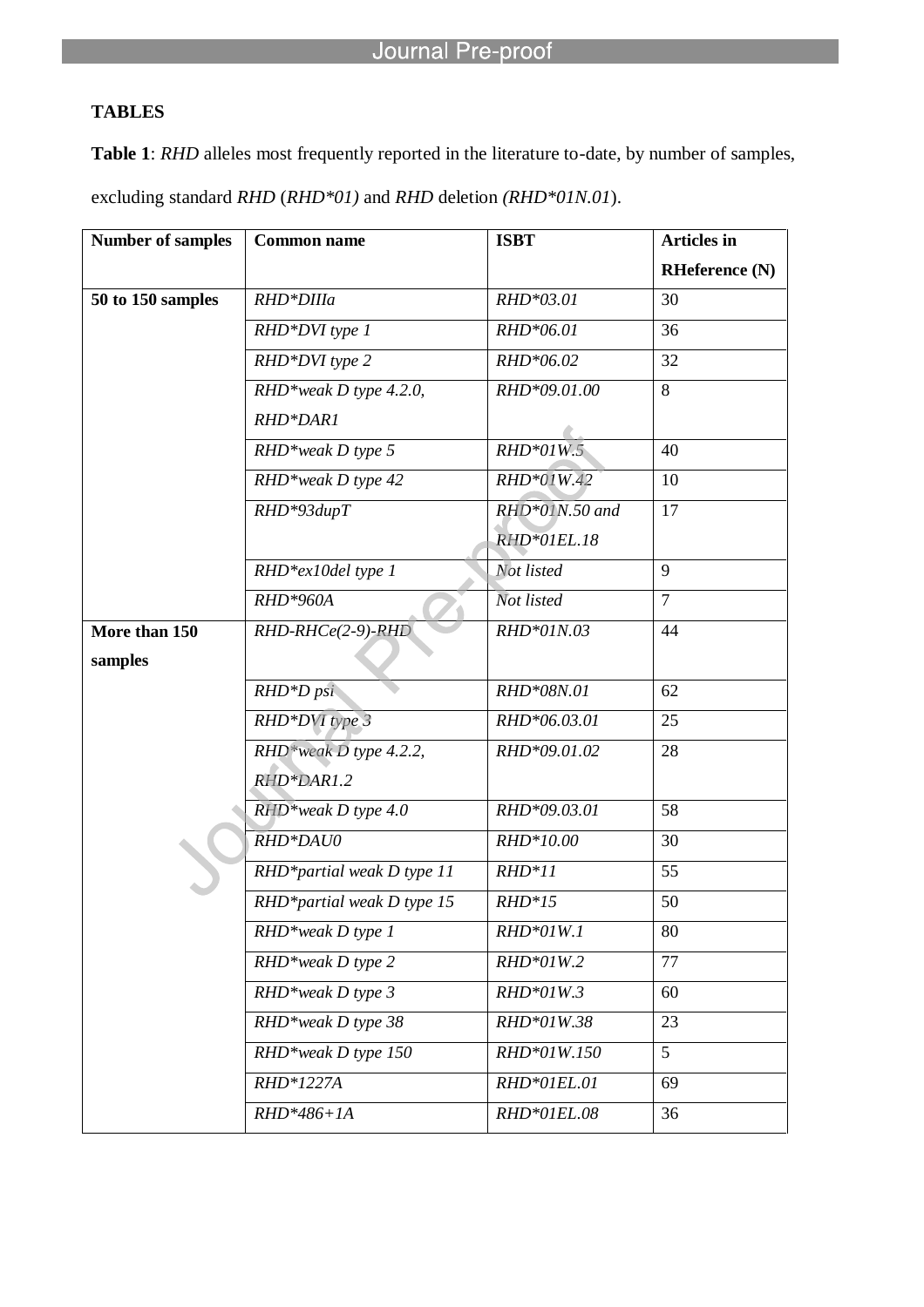**TABLES**

**Table 1**: *RHD* alleles most frequently reported in the literature to-date, by number of samples, excluding standard *RHD* (*RHD*01)* and *RHD* deletion *(RHD*01N.01*).

| Number of samples | Common name | ISBT | Articles in RHeference (N) |
|---|---|---|---|
| **50 to 150 samples** | *RHD*DIIIa* | *RHD*03.01* | 30 |
| | *RHD*DVI type 1* | *RHD*06.01* | 36 |
| | *RHD*DVI type 2* | *RHD*06.02* | 32 |
| | *RHD*weak D type 4.2.0, RHD*DAR1* | *RHD*09.01.00* | 8 |
| | *RHD*weak D type 5* | *RHD*01W.5* | 40 |
| | *RHD*weak D type 42* | *RHD*01W.42* | 10 |
| | *RHD*93dupT* | *RHD*01N.50 and RHD*01EL.18* | 17 |
| | *RHD*ex10del type 1* | *Not listed* | 9 |
| | *RHD*960A* | *Not listed* | 7 |
| **More than 150 samples** | *RHD-RHCe(2-9)-RHD* | *RHD*01N.03* | 44 |
| | *RHD*D psi* | *RHD*08N.01* | 62 |
| | *RHD*DVI type 3* | *RHD*06.03.01* | 25 |
| | *RHD*weak D type 4.2.2, RHD*DAR1.2* | *RHD*09.01.02* | 28 |
| | *RHD*weak D type 4.0* | *RHD*09.03.01* | 58 |
| | *RHD*DAU0* | *RHD*10.00* | 30 |
| | *RHD*partial weak D type 11* | *RHD*11* | 55 |
| | *RHD*partial weak D type 15* | *RHD*15* | 50 |
| | *RHD*weak D type 1* | *RHD*01W.1* | 80 |
| | *RHD*weak D type 2* | *RHD*01W.2* | 77 |
| | *RHD*weak D type 3* | *RHD*01W.3* | 60 |
| | *RHD*weak D type 38* | *RHD*01W.38* | 23 |
| | *RHD*weak D type 150* | *RHD*01W.150* | 5 |
| | *RHD*1227A* | *RHD*01EL.01* | 69 |
| | *RHD*486+1A* | *RHD*01EL.08* | 36 |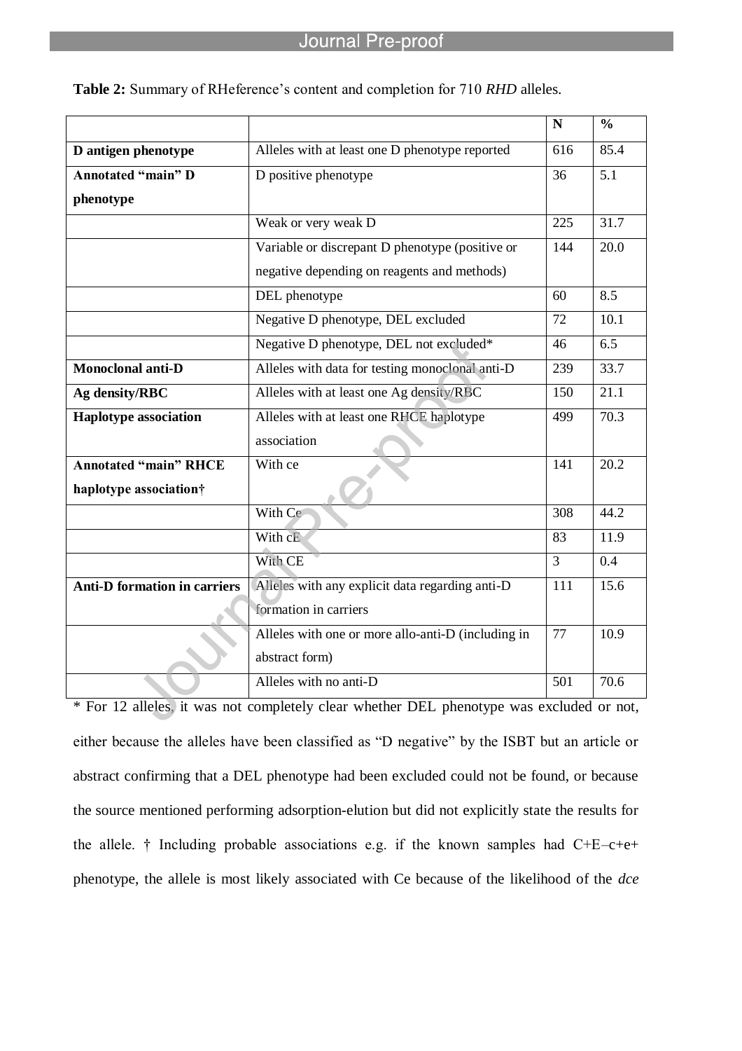**Table 2:** Summary of RHeference's content and completion for 710 *RHD* alleles.

| | | N | % |
|---|---|---|---|
| **D antigen phenotype** | Alleles with at least one D phenotype reported | 616 | 85.4 |
| **Annotated "main" D phenotype** | D positive phenotype | 36 | 5.1 |
| | Weak or very weak D | 225 | 31.7 |
| | Variable or discrepant D phenotype (positive or negative depending on reagents and methods) | 144 | 20.0 |
| | DEL phenotype | 60 | 8.5 |
| | Negative D phenotype, DEL excluded | 72 | 10.1 |
| | Negative D phenotype, DEL not excluded* | 46 | 6.5 |
| **Monoclonal anti-D** | Alleles with data for testing monoclonal anti-D | 239 | 33.7 |
| **Ag density/RBC** | Alleles with at least one Ag density/RBC | 150 | 21.1 |
| **Haplotype association** | Alleles with at least one RHCE haplotype association | 499 | 70.3 |
| **Annotated "main" RHCE haplotype association†** | With ce | 141 | 20.2 |
| | With Ce | 308 | 44.2 |
| | With cE | 83 | 11.9 |
| | With CE | 3 | 0.4 |
| **Anti-D formation in carriers** | Alleles with any explicit data regarding anti-D formation in carriers | 111 | 15.6 |
| | Alleles with one or more allo-anti-D (including in abstract form) | 77 | 10.9 |
| | Alleles with no anti-D | 501 | 70.6 |

\* For 12 alleles, it was not completely clear whether DEL phenotype was excluded or not, either because the alleles have been classified as "D negative" by the ISBT but an article or abstract confirming that a DEL phenotype had been excluded could not be found, or because the source mentioned performing adsorption-elution but did not explicitly state the results for the allele. † Including probable associations e.g. if the known samples had C+E–c+e+ phenotype, the allele is most likely associated with Ce because of the likelihood of the *dce*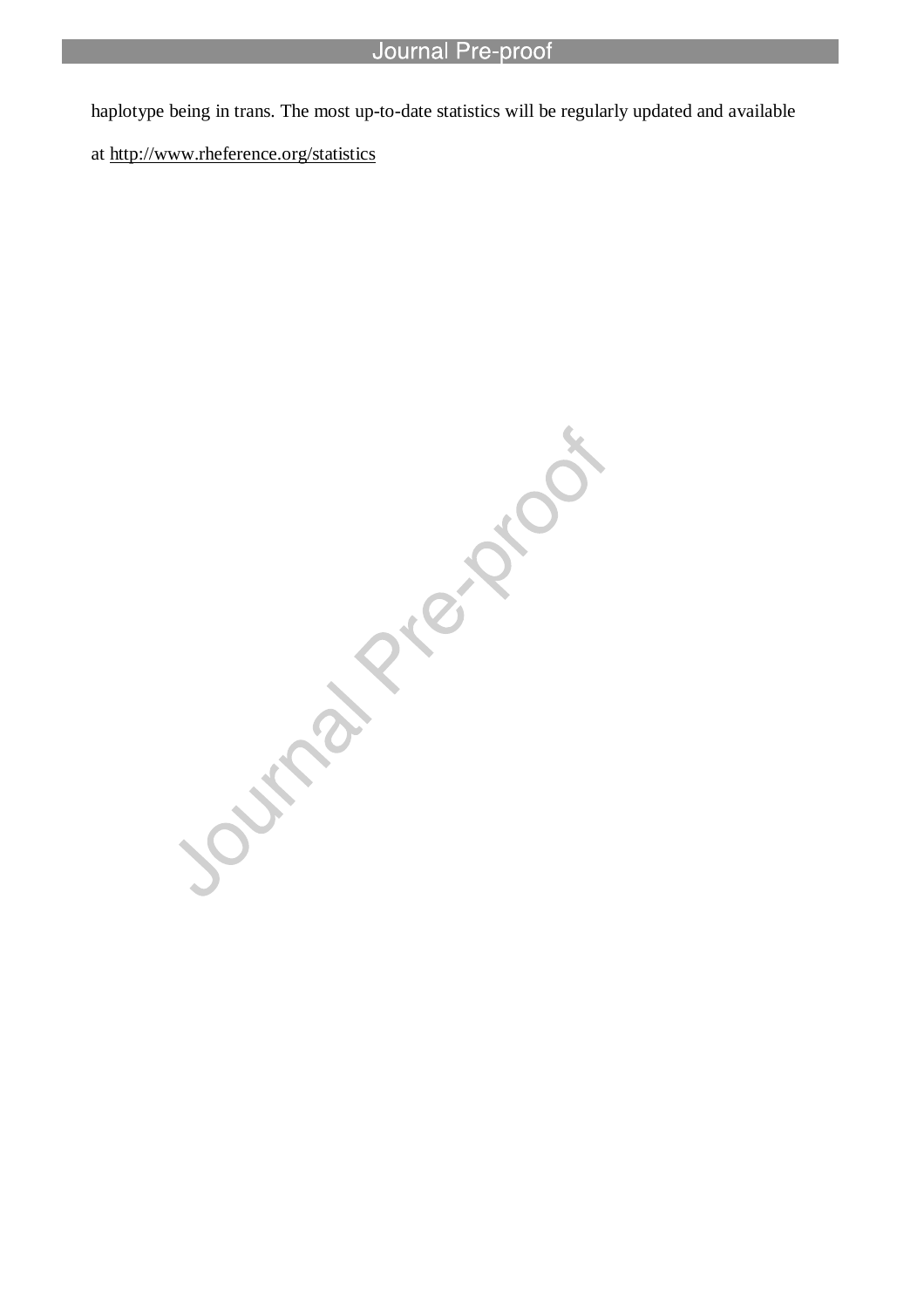haplotype being in trans. The most up-to-date statistics will be regularly updated and available at http://www.rheference.org/statistics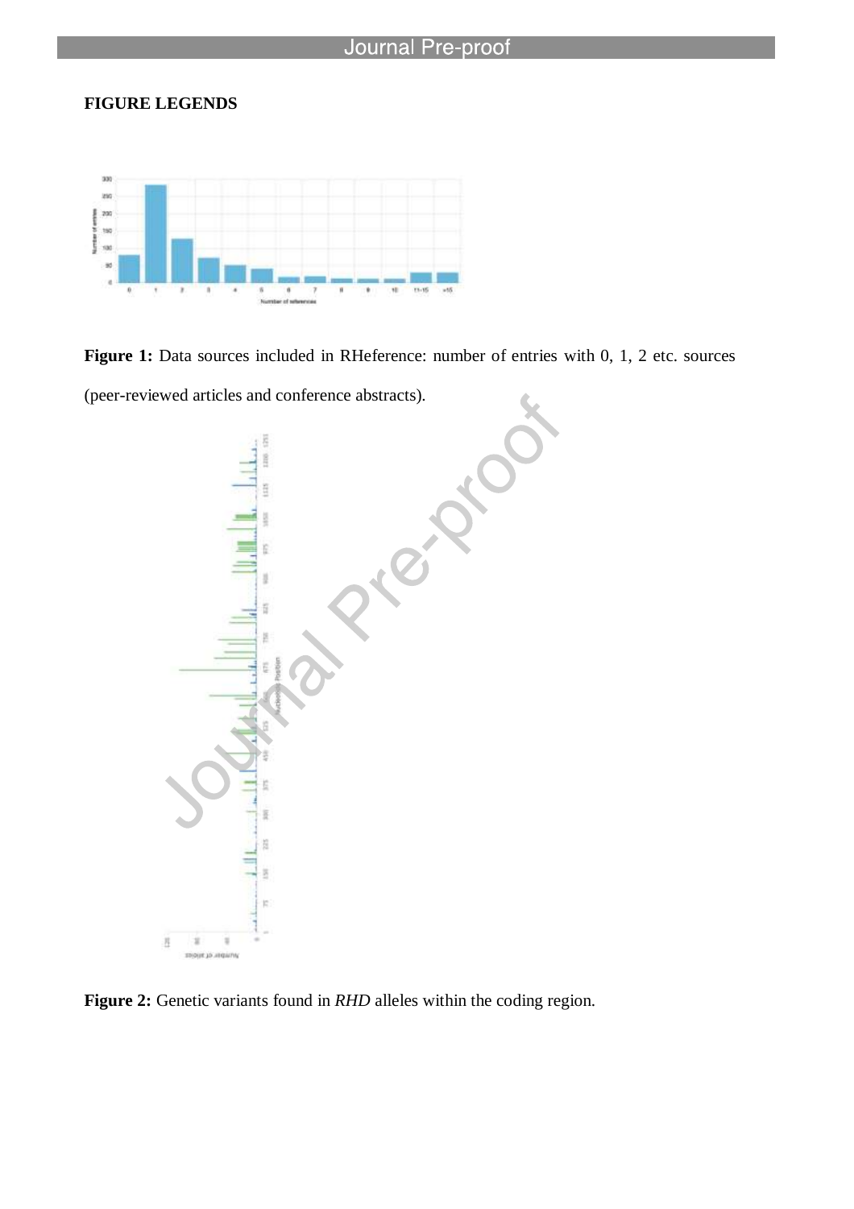**FIGURE LEGENDS**

**Figure 1:** Data sources included in RHeference: number of entries with 0, 1, 2 etc. sources (peer-reviewed articles and conference abstracts).

**Figure 2:** Genetic variants found in *RHD* alleles within the coding region.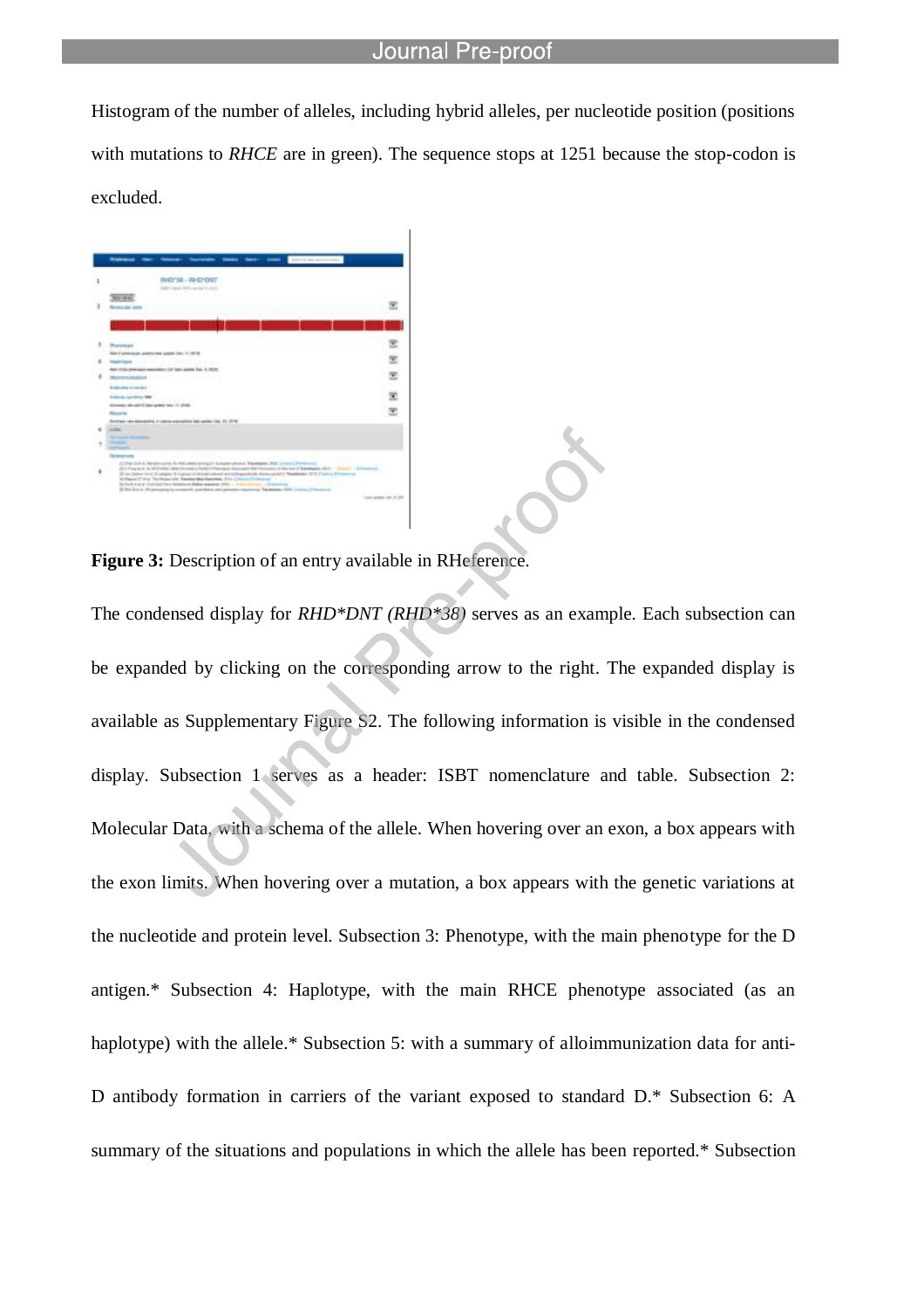Histogram of the number of alleles, including hybrid alleles, per nucleotide position (positions with mutations to *RHCE* are in green). The sequence stops at 1251 because the stop-codon is excluded.

**Figure 3:** Description of an entry available in RHeference.

The condensed display for *RHD*DNT (RHD*38)* serves as an example. Each subsection can be expanded by clicking on the corresponding arrow to the right. The expanded display is available as Supplementary Figure S2. The following information is visible in the condensed display. Subsection 1 serves as a header: ISBT nomenclature and table. Subsection 2: Molecular Data, with a schema of the allele. When hovering over an exon, a box appears with the exon limits. When hovering over a mutation, a box appears with the genetic variations at the nucleotide and protein level. Subsection 3: Phenotype, with the main phenotype for the D antigen.* Subsection 4: Haplotype, with the main RHCE phenotype associated (as an haplotype) with the allele.* Subsection 5: with a summary of alloimmunization data for anti-D antibody formation in carriers of the variant exposed to standard D.* Subsection 6: A summary of the situations and populations in which the allele has been reported.* Subsection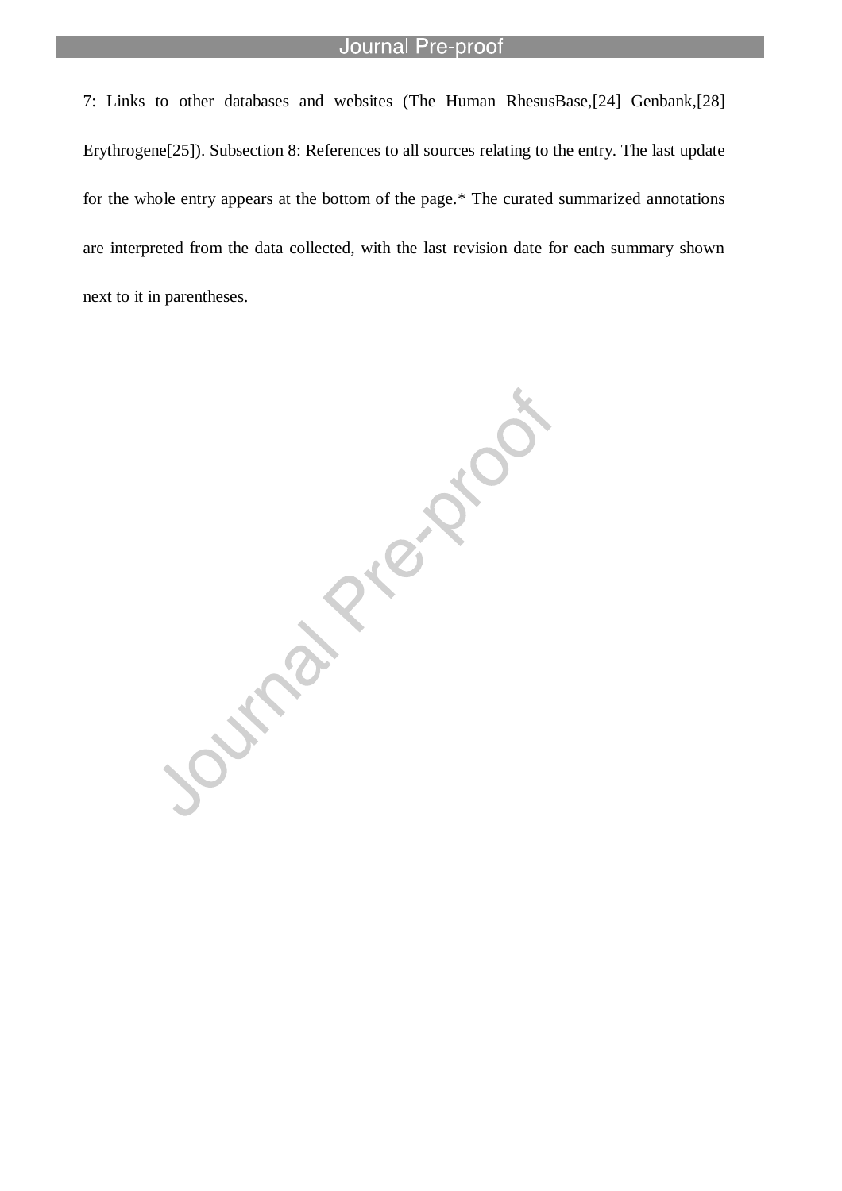7: Links to other databases and websites (The Human RhesusBase,[24] Genbank,[28] Erythrogene[25]). Subsection 8: References to all sources relating to the entry. The last update for the whole entry appears at the bottom of the page.* The curated summarized annotations are interpreted from the data collected, with the last revision date for each summary shown next to it in parentheses.